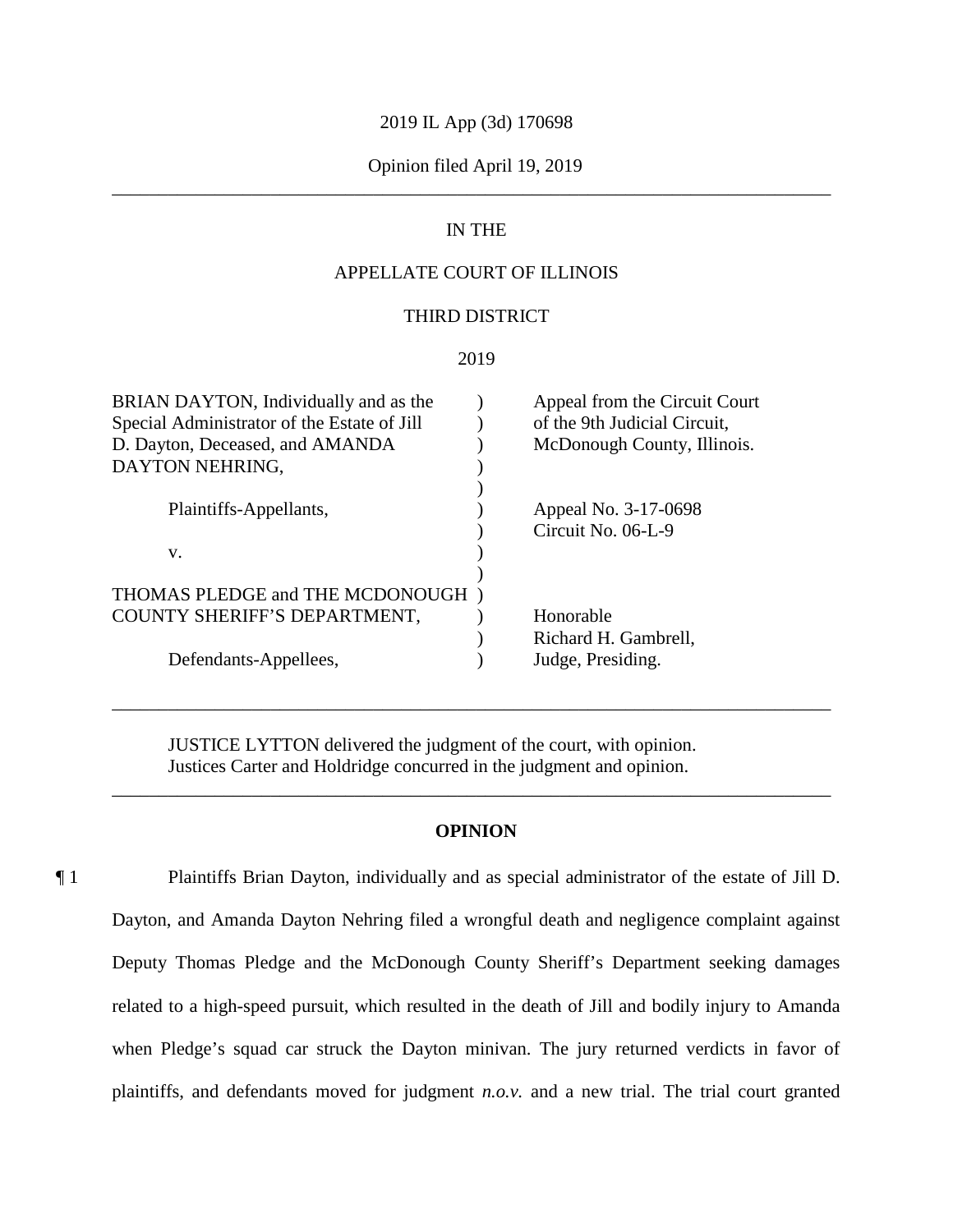2019 IL App (3d) 170698

Opinion filed April 19, 2019

---

IN THE

APPELLATE COURT OF ILLINOIS

THIRD DISTRICT

2019

| | | |
|---|---|---|
| BRIAN DAYTON, Individually and as the Special Administrator of the Estate of Jill D. Dayton, Deceased, and AMANDA DAYTON NEHRING, | ) | Appeal from the Circuit Court of the 9th Judicial Circuit, McDonough County, Illinois. |
| Plaintiffs-Appellants, | ) | Appeal No. 3-17-0698<br>Circuit No. 06-L-9 |
| v. | ) | |
| THOMAS PLEDGE and THE MCDONOUGH COUNTY SHERIFF'S DEPARTMENT, | ) | Honorable<br>Richard H. Gambrell, |
| Defendants-Appellees, | ) | Judge, Presiding. |

---

JUSTICE LYTTON delivered the judgment of the court, with opinion.
Justices Carter and Holdridge concurred in the judgment and opinion.

---

**OPINION**

¶ 1 Plaintiffs Brian Dayton, individually and as special administrator of the estate of Jill D. Dayton, and Amanda Dayton Nehring filed a wrongful death and negligence complaint against Deputy Thomas Pledge and the McDonough County Sheriff's Department seeking damages related to a high-speed pursuit, which resulted in the death of Jill and bodily injury to Amanda when Pledge's squad car struck the Dayton minivan. The jury returned verdicts in favor of plaintiffs, and defendants moved for judgment *n.o.v.* and a new trial. The trial court granted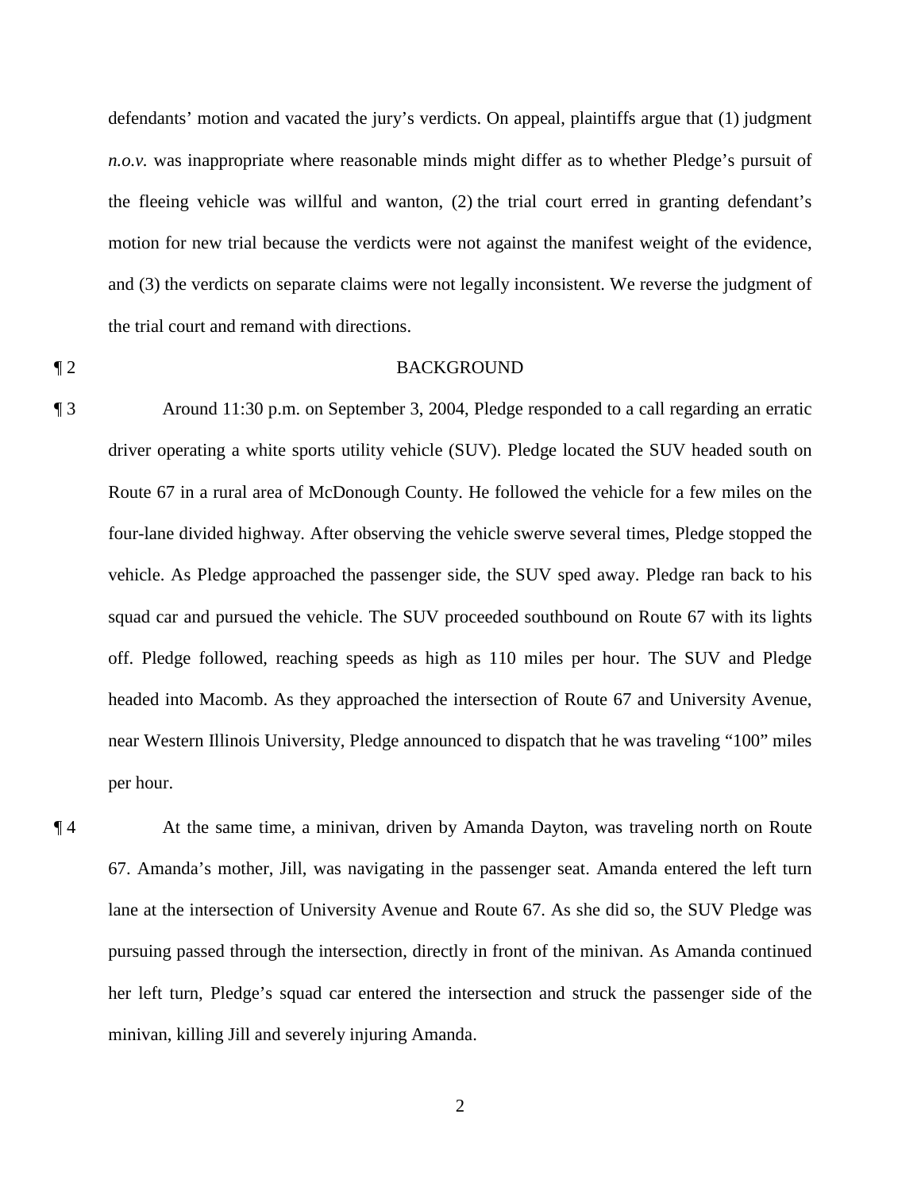defendants' motion and vacated the jury's verdicts. On appeal, plaintiffs argue that (1) judgment *n.o.v.* was inappropriate where reasonable minds might differ as to whether Pledge's pursuit of the fleeing vehicle was willful and wanton, (2) the trial court erred in granting defendant's motion for new trial because the verdicts were not against the manifest weight of the evidence, and (3) the verdicts on separate claims were not legally inconsistent. We reverse the judgment of the trial court and remand with directions.

¶ 2 BACKGROUND

¶ 3 Around 11:30 p.m. on September 3, 2004, Pledge responded to a call regarding an erratic driver operating a white sports utility vehicle (SUV). Pledge located the SUV headed south on Route 67 in a rural area of McDonough County. He followed the vehicle for a few miles on the four-lane divided highway. After observing the vehicle swerve several times, Pledge stopped the vehicle. As Pledge approached the passenger side, the SUV sped away. Pledge ran back to his squad car and pursued the vehicle. The SUV proceeded southbound on Route 67 with its lights off. Pledge followed, reaching speeds as high as 110 miles per hour. The SUV and Pledge headed into Macomb. As they approached the intersection of Route 67 and University Avenue, near Western Illinois University, Pledge announced to dispatch that he was traveling "100" miles per hour.

¶ 4 At the same time, a minivan, driven by Amanda Dayton, was traveling north on Route 67. Amanda's mother, Jill, was navigating in the passenger seat. Amanda entered the left turn lane at the intersection of University Avenue and Route 67. As she did so, the SUV Pledge was pursuing passed through the intersection, directly in front of the minivan. As Amanda continued her left turn, Pledge's squad car entered the intersection and struck the passenger side of the minivan, killing Jill and severely injuring Amanda.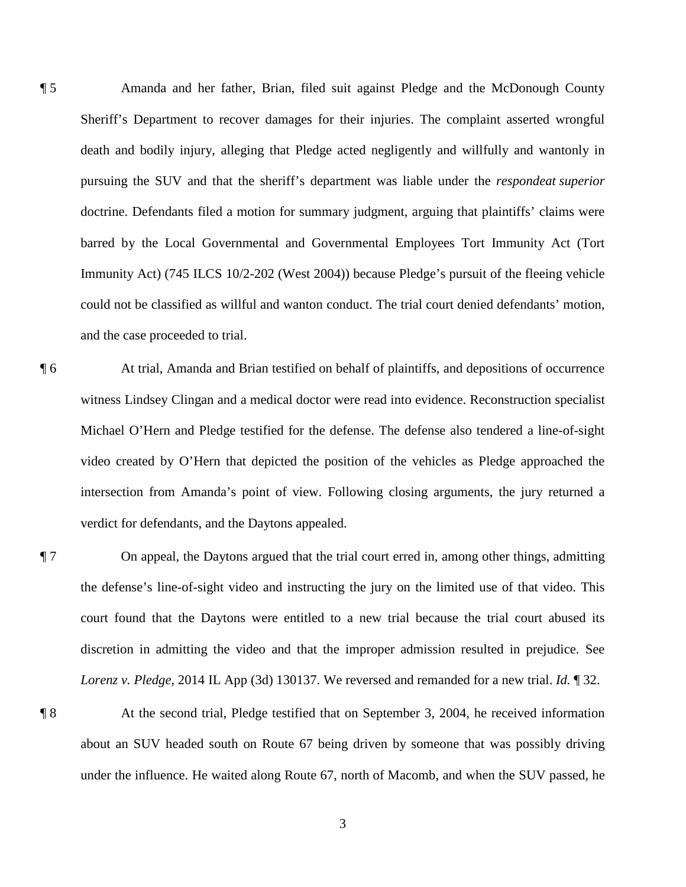¶ 5 Amanda and her father, Brian, filed suit against Pledge and the McDonough County Sheriff's Department to recover damages for their injuries. The complaint asserted wrongful death and bodily injury, alleging that Pledge acted negligently and willfully and wantonly in pursuing the SUV and that the sheriff's department was liable under the *respondeat superior* doctrine. Defendants filed a motion for summary judgment, arguing that plaintiffs' claims were barred by the Local Governmental and Governmental Employees Tort Immunity Act (Tort Immunity Act) (745 ILCS 10/2-202 (West 2004)) because Pledge's pursuit of the fleeing vehicle could not be classified as willful and wanton conduct. The trial court denied defendants' motion, and the case proceeded to trial.

¶ 6 At trial, Amanda and Brian testified on behalf of plaintiffs, and depositions of occurrence witness Lindsey Clingan and a medical doctor were read into evidence. Reconstruction specialist Michael O'Hern and Pledge testified for the defense. The defense also tendered a line-of-sight video created by O'Hern that depicted the position of the vehicles as Pledge approached the intersection from Amanda's point of view. Following closing arguments, the jury returned a verdict for defendants, and the Daytons appealed.

¶ 7 On appeal, the Daytons argued that the trial court erred in, among other things, admitting the defense's line-of-sight video and instructing the jury on the limited use of that video. This court found that the Daytons were entitled to a new trial because the trial court abused its discretion in admitting the video and that the improper admission resulted in prejudice. See *Lorenz v. Pledge*, 2014 IL App (3d) 130137. We reversed and remanded for a new trial. *Id.* ¶ 32.

¶ 8 At the second trial, Pledge testified that on September 3, 2004, he received information about an SUV headed south on Route 67 being driven by someone that was possibly driving under the influence. He waited along Route 67, north of Macomb, and when the SUV passed, he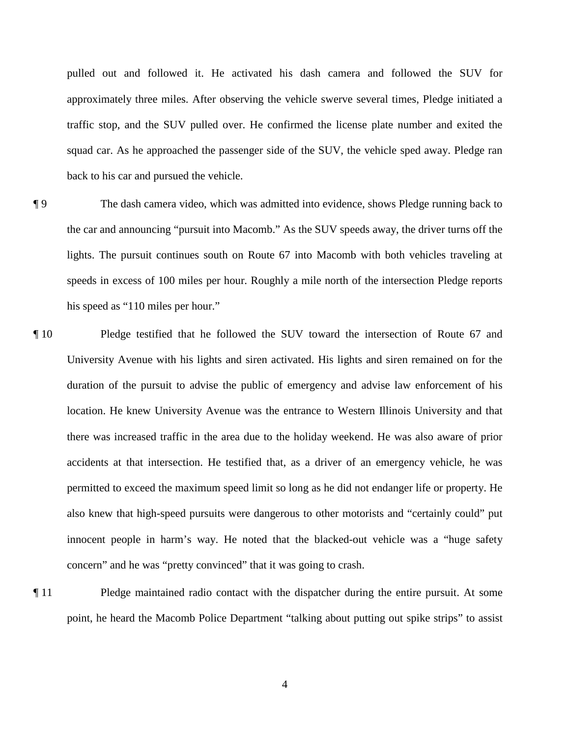pulled out and followed it. He activated his dash camera and followed the SUV for approximately three miles. After observing the vehicle swerve several times, Pledge initiated a traffic stop, and the SUV pulled over. He confirmed the license plate number and exited the squad car. As he approached the passenger side of the SUV, the vehicle sped away. Pledge ran back to his car and pursued the vehicle.

¶ 9 The dash camera video, which was admitted into evidence, shows Pledge running back to the car and announcing "pursuit into Macomb." As the SUV speeds away, the driver turns off the lights. The pursuit continues south on Route 67 into Macomb with both vehicles traveling at speeds in excess of 100 miles per hour. Roughly a mile north of the intersection Pledge reports his speed as "110 miles per hour."

¶ 10 Pledge testified that he followed the SUV toward the intersection of Route 67 and University Avenue with his lights and siren activated. His lights and siren remained on for the duration of the pursuit to advise the public of emergency and advise law enforcement of his location. He knew University Avenue was the entrance to Western Illinois University and that there was increased traffic in the area due to the holiday weekend. He was also aware of prior accidents at that intersection. He testified that, as a driver of an emergency vehicle, he was permitted to exceed the maximum speed limit so long as he did not endanger life or property. He also knew that high-speed pursuits were dangerous to other motorists and "certainly could" put innocent people in harm's way. He noted that the blacked-out vehicle was a "huge safety concern" and he was "pretty convinced" that it was going to crash.

¶ 11 Pledge maintained radio contact with the dispatcher during the entire pursuit. At some point, he heard the Macomb Police Department "talking about putting out spike strips" to assist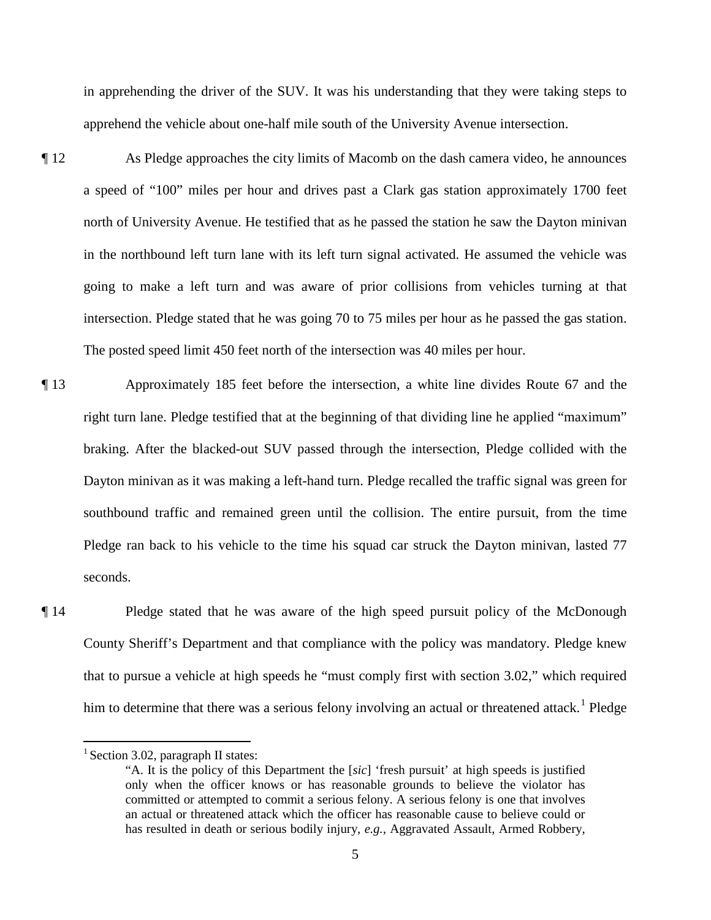in apprehending the driver of the SUV. It was his understanding that they were taking steps to apprehend the vehicle about one-half mile south of the University Avenue intersection.

¶ 12 As Pledge approaches the city limits of Macomb on the dash camera video, he announces a speed of "100" miles per hour and drives past a Clark gas station approximately 1700 feet north of University Avenue. He testified that as he passed the station he saw the Dayton minivan in the northbound left turn lane with its left turn signal activated. He assumed the vehicle was going to make a left turn and was aware of prior collisions from vehicles turning at that intersection. Pledge stated that he was going 70 to 75 miles per hour as he passed the gas station. The posted speed limit 450 feet north of the intersection was 40 miles per hour.

¶ 13 Approximately 185 feet before the intersection, a white line divides Route 67 and the right turn lane. Pledge testified that at the beginning of that dividing line he applied "maximum" braking. After the blacked-out SUV passed through the intersection, Pledge collided with the Dayton minivan as it was making a left-hand turn. Pledge recalled the traffic signal was green for southbound traffic and remained green until the collision. The entire pursuit, from the time Pledge ran back to his vehicle to the time his squad car struck the Dayton minivan, lasted 77 seconds.

¶ 14 Pledge stated that he was aware of the high speed pursuit policy of the McDonough County Sheriff's Department and that compliance with the policy was mandatory. Pledge knew that to pursue a vehicle at high speeds he "must comply first with section 3.02," which required him to determine that there was a serious felony involving an actual or threatened attack.[1] Pledge

---

[1] Section 3.02, paragraph II states:

> "A. It is the policy of this Department the [*sic*] 'fresh pursuit' at high speeds is justified only when the officer knows or has reasonable grounds to believe the violator has committed or attempted to commit a serious felony. A serious felony is one that involves an actual or threatened attack which the officer has reasonable cause to believe could or has resulted in death or serious bodily injury, *e.g.*, Aggravated Assault, Armed Robbery,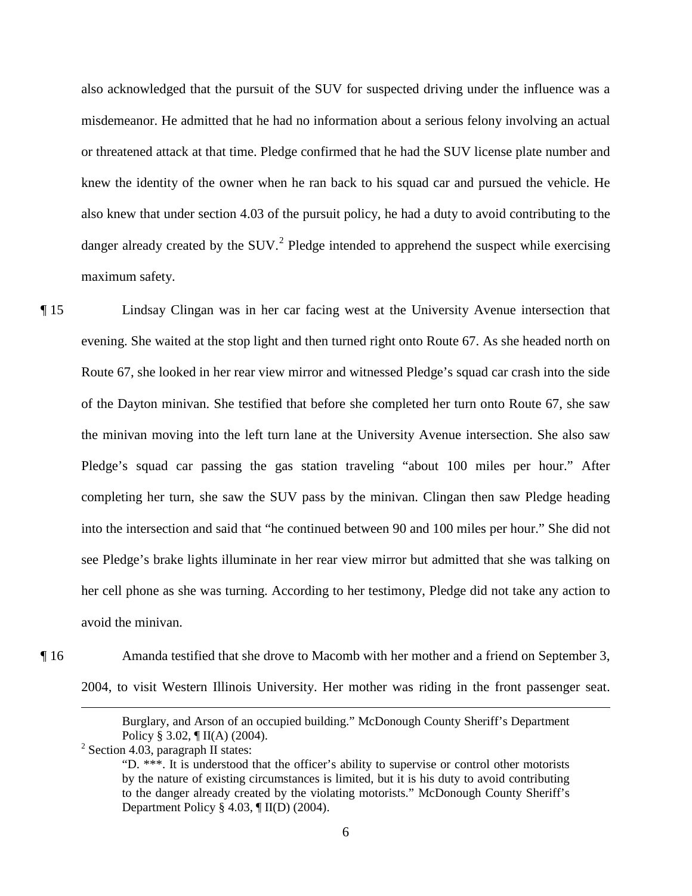also acknowledged that the pursuit of the SUV for suspected driving under the influence was a misdemeanor. He admitted that he had no information about a serious felony involving an actual or threatened attack at that time. Pledge confirmed that he had the SUV license plate number and knew the identity of the owner when he ran back to his squad car and pursued the vehicle. He also knew that under section 4.03 of the pursuit policy, he had a duty to avoid contributing to the danger already created by the SUV.[2] Pledge intended to apprehend the suspect while exercising maximum safety.

¶ 15 Lindsay Clingan was in her car facing west at the University Avenue intersection that evening. She waited at the stop light and then turned right onto Route 67. As she headed north on Route 67, she looked in her rear view mirror and witnessed Pledge's squad car crash into the side of the Dayton minivan. She testified that before she completed her turn onto Route 67, she saw the minivan moving into the left turn lane at the University Avenue intersection. She also saw Pledge's squad car passing the gas station traveling "about 100 miles per hour." After completing her turn, she saw the SUV pass by the minivan. Clingan then saw Pledge heading into the intersection and said that "he continued between 90 and 100 miles per hour." She did not see Pledge's brake lights illuminate in her rear view mirror but admitted that she was talking on her cell phone as she was turning. According to her testimony, Pledge did not take any action to avoid the minivan.

¶ 16 Amanda testified that she drove to Macomb with her mother and a friend on September 3, 2004, to visit Western Illinois University. Her mother was riding in the front passenger seat.

---

Burglary, and Arson of an occupied building." McDonough County Sheriff's Department Policy § 3.02, ¶ II(A) (2004).

[2] Section 4.03, paragraph II states:

"D. \*\*\*. It is understood that the officer's ability to supervise or control other motorists by the nature of existing circumstances is limited, but it is his duty to avoid contributing to the danger already created by the violating motorists." McDonough County Sheriff's Department Policy § 4.03, ¶ II(D) (2004).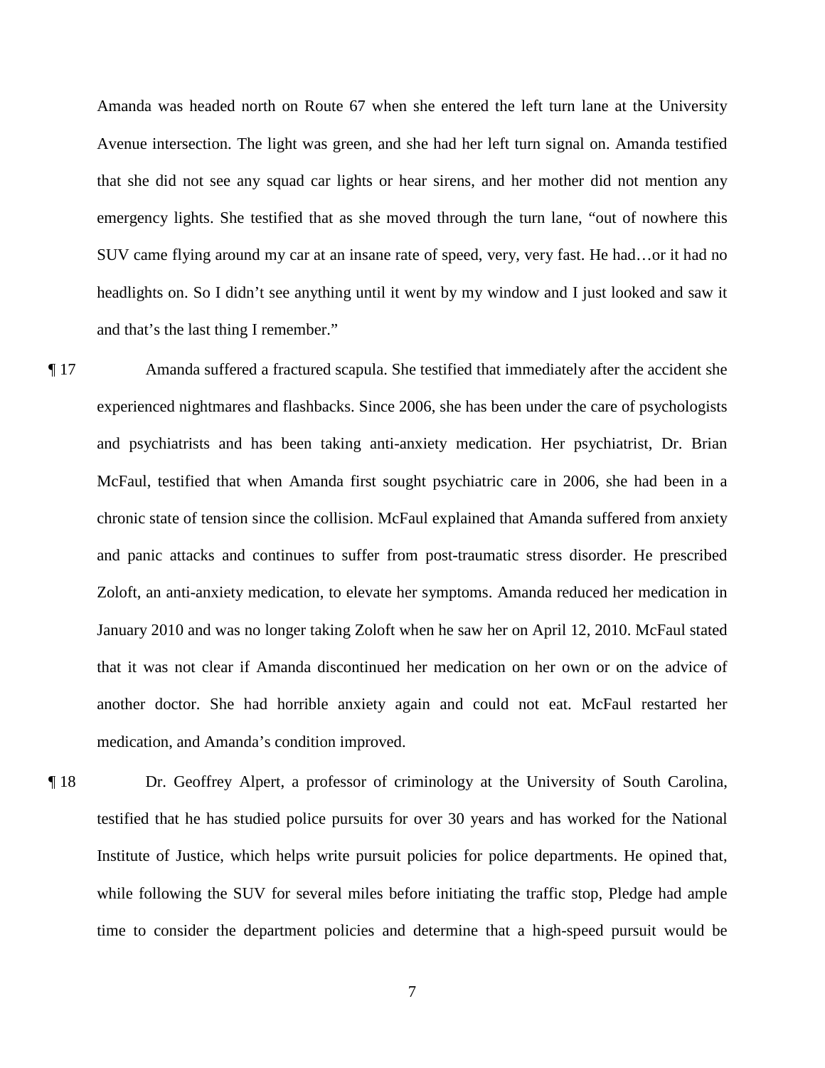Amanda was headed north on Route 67 when she entered the left turn lane at the University Avenue intersection. The light was green, and she had her left turn signal on. Amanda testified that she did not see any squad car lights or hear sirens, and her mother did not mention any emergency lights. She testified that as she moved through the turn lane, "out of nowhere this SUV came flying around my car at an insane rate of speed, very, very fast. He had…or it had no headlights on. So I didn't see anything until it went by my window and I just looked and saw it and that's the last thing I remember."

¶ 17 Amanda suffered a fractured scapula. She testified that immediately after the accident she experienced nightmares and flashbacks. Since 2006, she has been under the care of psychologists and psychiatrists and has been taking anti-anxiety medication. Her psychiatrist, Dr. Brian McFaul, testified that when Amanda first sought psychiatric care in 2006, she had been in a chronic state of tension since the collision. McFaul explained that Amanda suffered from anxiety and panic attacks and continues to suffer from post-traumatic stress disorder. He prescribed Zoloft, an anti-anxiety medication, to elevate her symptoms. Amanda reduced her medication in January 2010 and was no longer taking Zoloft when he saw her on April 12, 2010. McFaul stated that it was not clear if Amanda discontinued her medication on her own or on the advice of another doctor. She had horrible anxiety again and could not eat. McFaul restarted her medication, and Amanda's condition improved.

¶ 18 Dr. Geoffrey Alpert, a professor of criminology at the University of South Carolina, testified that he has studied police pursuits for over 30 years and has worked for the National Institute of Justice, which helps write pursuit policies for police departments. He opined that, while following the SUV for several miles before initiating the traffic stop, Pledge had ample time to consider the department policies and determine that a high-speed pursuit would be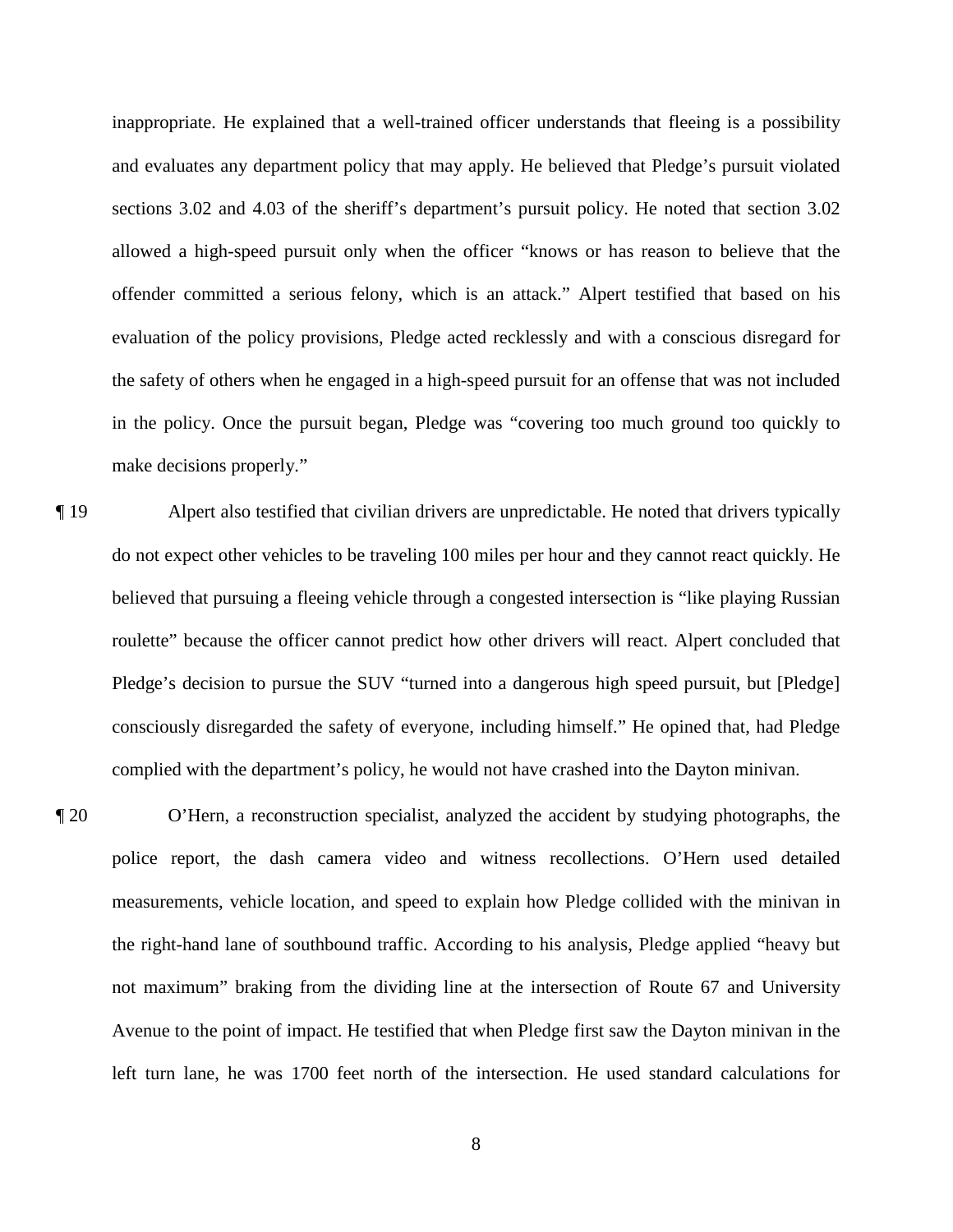inappropriate. He explained that a well-trained officer understands that fleeing is a possibility and evaluates any department policy that may apply. He believed that Pledge's pursuit violated sections 3.02 and 4.03 of the sheriff's department's pursuit policy. He noted that section 3.02 allowed a high-speed pursuit only when the officer "knows or has reason to believe that the offender committed a serious felony, which is an attack." Alpert testified that based on his evaluation of the policy provisions, Pledge acted recklessly and with a conscious disregard for the safety of others when he engaged in a high-speed pursuit for an offense that was not included in the policy. Once the pursuit began, Pledge was "covering too much ground too quickly to make decisions properly."

¶ 19 Alpert also testified that civilian drivers are unpredictable. He noted that drivers typically do not expect other vehicles to be traveling 100 miles per hour and they cannot react quickly. He believed that pursuing a fleeing vehicle through a congested intersection is "like playing Russian roulette" because the officer cannot predict how other drivers will react. Alpert concluded that Pledge's decision to pursue the SUV "turned into a dangerous high speed pursuit, but [Pledge] consciously disregarded the safety of everyone, including himself." He opined that, had Pledge complied with the department's policy, he would not have crashed into the Dayton minivan.

¶ 20 O'Hern, a reconstruction specialist, analyzed the accident by studying photographs, the police report, the dash camera video and witness recollections. O'Hern used detailed measurements, vehicle location, and speed to explain how Pledge collided with the minivan in the right-hand lane of southbound traffic. According to his analysis, Pledge applied "heavy but not maximum" braking from the dividing line at the intersection of Route 67 and University Avenue to the point of impact. He testified that when Pledge first saw the Dayton minivan in the left turn lane, he was 1700 feet north of the intersection. He used standard calculations for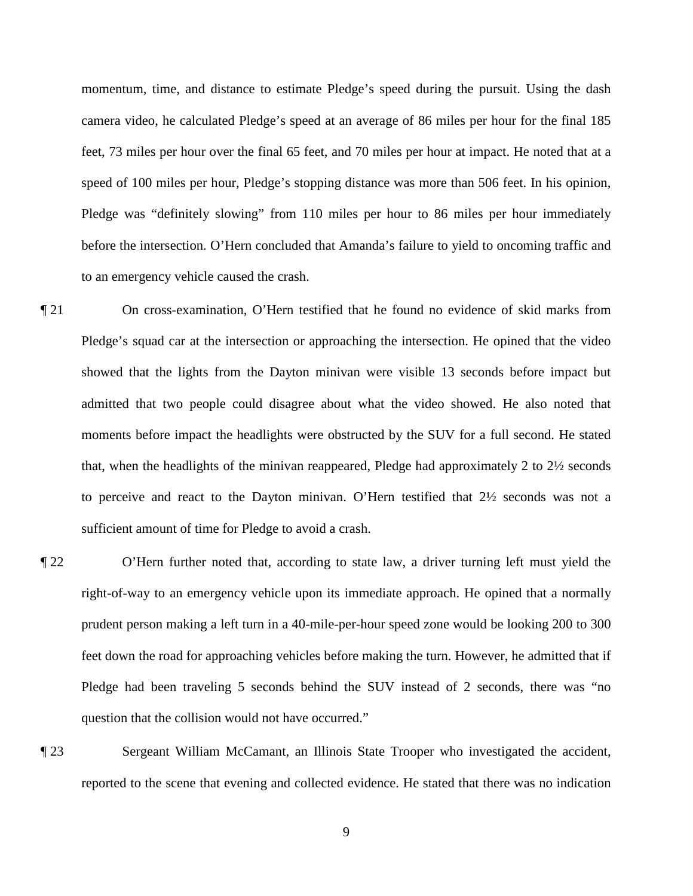momentum, time, and distance to estimate Pledge's speed during the pursuit. Using the dash camera video, he calculated Pledge's speed at an average of 86 miles per hour for the final 185 feet, 73 miles per hour over the final 65 feet, and 70 miles per hour at impact. He noted that at a speed of 100 miles per hour, Pledge's stopping distance was more than 506 feet. In his opinion, Pledge was "definitely slowing" from 110 miles per hour to 86 miles per hour immediately before the intersection. O'Hern concluded that Amanda's failure to yield to oncoming traffic and to an emergency vehicle caused the crash.

¶ 21 On cross-examination, O'Hern testified that he found no evidence of skid marks from Pledge's squad car at the intersection or approaching the intersection. He opined that the video showed that the lights from the Dayton minivan were visible 13 seconds before impact but admitted that two people could disagree about what the video showed. He also noted that moments before impact the headlights were obstructed by the SUV for a full second. He stated that, when the headlights of the minivan reappeared, Pledge had approximately 2 to 2½ seconds to perceive and react to the Dayton minivan. O'Hern testified that 2½ seconds was not a sufficient amount of time for Pledge to avoid a crash.

¶ 22 O'Hern further noted that, according to state law, a driver turning left must yield the right-of-way to an emergency vehicle upon its immediate approach. He opined that a normally prudent person making a left turn in a 40-mile-per-hour speed zone would be looking 200 to 300 feet down the road for approaching vehicles before making the turn. However, he admitted that if Pledge had been traveling 5 seconds behind the SUV instead of 2 seconds, there was "no question that the collision would not have occurred."

¶ 23 Sergeant William McCamant, an Illinois State Trooper who investigated the accident, reported to the scene that evening and collected evidence. He stated that there was no indication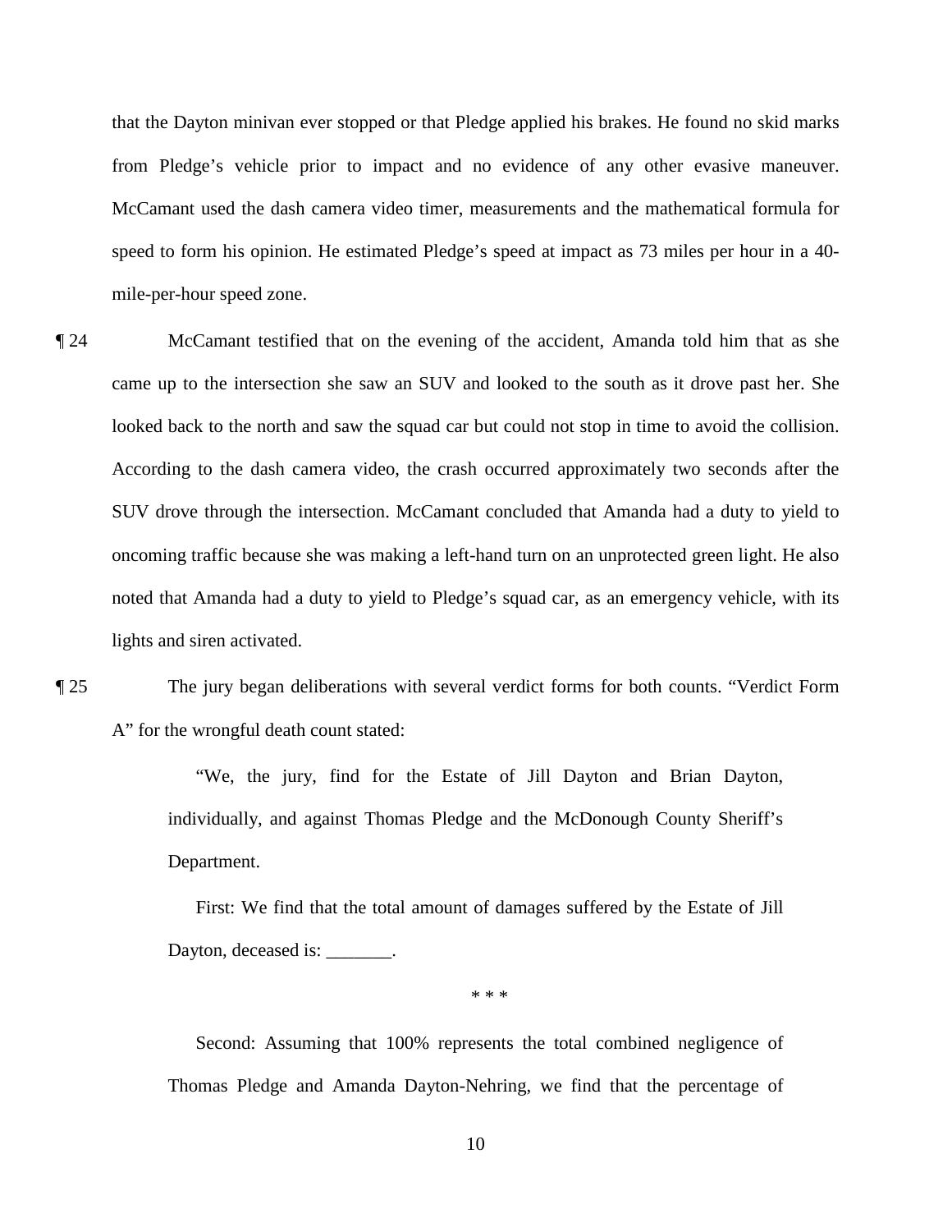that the Dayton minivan ever stopped or that Pledge applied his brakes. He found no skid marks from Pledge's vehicle prior to impact and no evidence of any other evasive maneuver. McCamant used the dash camera video timer, measurements and the mathematical formula for speed to form his opinion. He estimated Pledge's speed at impact as 73 miles per hour in a 40-mile-per-hour speed zone.

¶ 24 McCamant testified that on the evening of the accident, Amanda told him that as she came up to the intersection she saw an SUV and looked to the south as it drove past her. She looked back to the north and saw the squad car but could not stop in time to avoid the collision. According to the dash camera video, the crash occurred approximately two seconds after the SUV drove through the intersection. McCamant concluded that Amanda had a duty to yield to oncoming traffic because she was making a left-hand turn on an unprotected green light. He also noted that Amanda had a duty to yield to Pledge's squad car, as an emergency vehicle, with its lights and siren activated.

¶ 25 The jury began deliberations with several verdict forms for both counts. "Verdict Form A" for the wrongful death count stated:

> "We, the jury, find for the Estate of Jill Dayton and Brian Dayton, individually, and against Thomas Pledge and the McDonough County Sheriff's Department.
>
> First: We find that the total amount of damages suffered by the Estate of Jill Dayton, deceased is: _______.
>
> * * *
>
> Second: Assuming that 100% represents the total combined negligence of Thomas Pledge and Amanda Dayton-Nehring, we find that the percentage of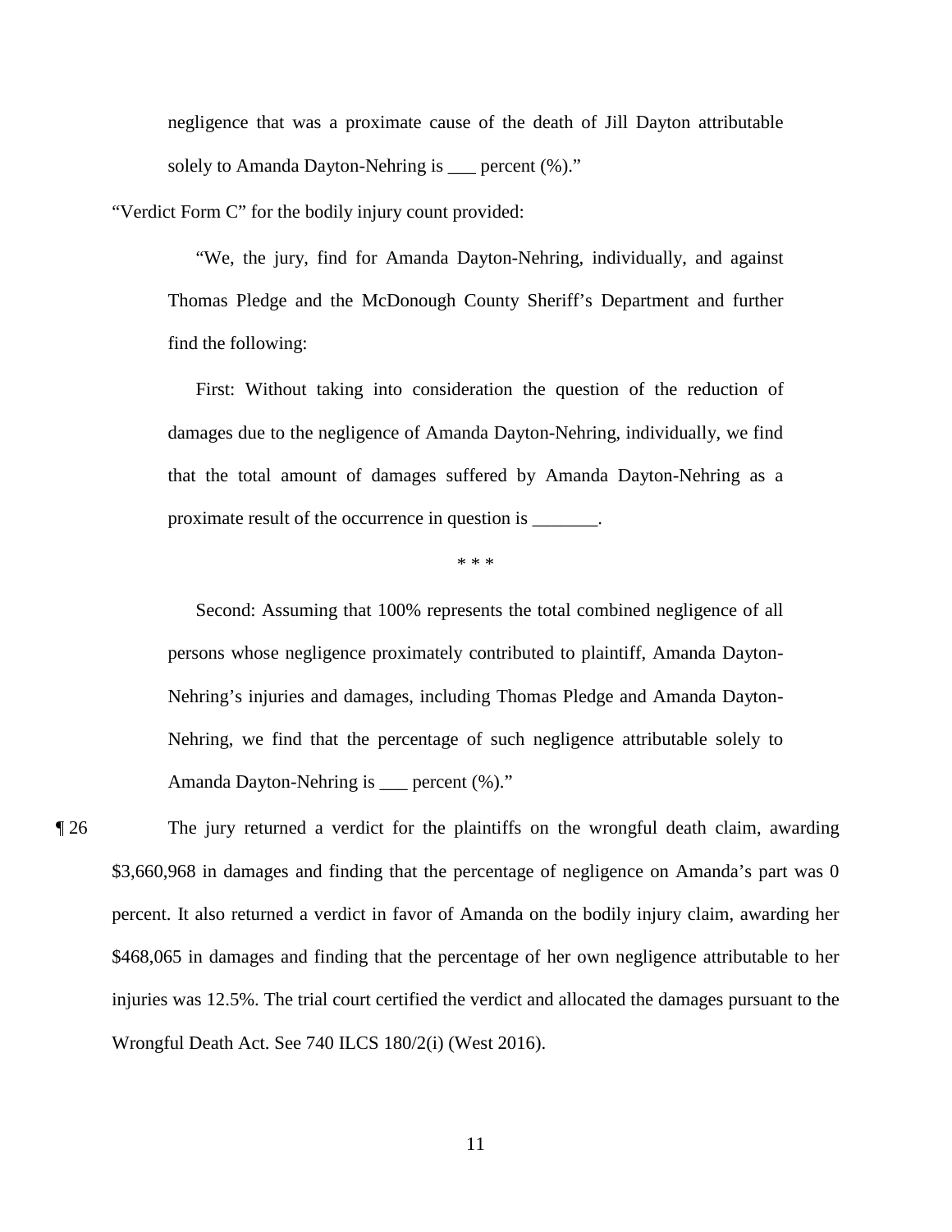> negligence that was a proximate cause of the death of Jill Dayton attributable solely to Amanda Dayton-Nehring is ___ percent (%)."

"Verdict Form C" for the bodily injury count provided:

> "We, the jury, find for Amanda Dayton-Nehring, individually, and against Thomas Pledge and the McDonough County Sheriff's Department and further find the following:
>
> First: Without taking into consideration the question of the reduction of damages due to the negligence of Amanda Dayton-Nehring, individually, we find that the total amount of damages suffered by Amanda Dayton-Nehring as a proximate result of the occurrence in question is _______.
>
> * * *
>
> Second: Assuming that 100% represents the total combined negligence of all persons whose negligence proximately contributed to plaintiff, Amanda Dayton-Nehring's injuries and damages, including Thomas Pledge and Amanda Dayton-Nehring, we find that the percentage of such negligence attributable solely to Amanda Dayton-Nehring is ___ percent (%)."

¶ 26 The jury returned a verdict for the plaintiffs on the wrongful death claim, awarding $3,660,968 in damages and finding that the percentage of negligence on Amanda's part was 0 percent. It also returned a verdict in favor of Amanda on the bodily injury claim, awarding her $468,065 in damages and finding that the percentage of her own negligence attributable to her injuries was 12.5%. The trial court certified the verdict and allocated the damages pursuant to the Wrongful Death Act. See 740 ILCS 180/2(i) (West 2016).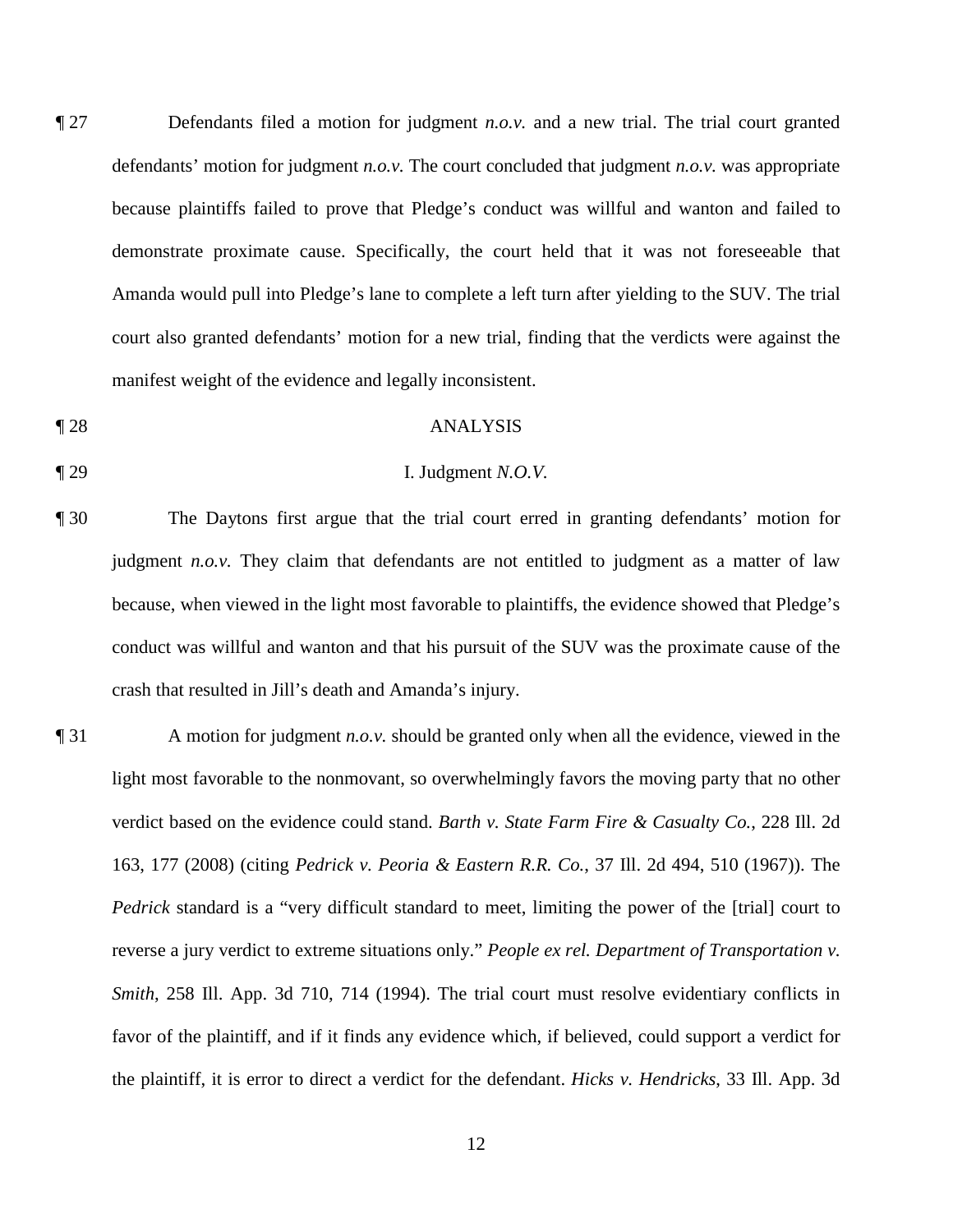¶ 27 Defendants filed a motion for judgment *n.o.v.* and a new trial. The trial court granted defendants' motion for judgment *n.o.v.* The court concluded that judgment *n.o.v.* was appropriate because plaintiffs failed to prove that Pledge's conduct was willful and wanton and failed to demonstrate proximate cause. Specifically, the court held that it was not foreseeable that Amanda would pull into Pledge's lane to complete a left turn after yielding to the SUV. The trial court also granted defendants' motion for a new trial, finding that the verdicts were against the manifest weight of the evidence and legally inconsistent.

¶ 28 ANALYSIS

¶ 29 I. Judgment *N.O.V.*

¶ 30 The Daytons first argue that the trial court erred in granting defendants' motion for judgment *n.o.v.* They claim that defendants are not entitled to judgment as a matter of law because, when viewed in the light most favorable to plaintiffs, the evidence showed that Pledge's conduct was willful and wanton and that his pursuit of the SUV was the proximate cause of the crash that resulted in Jill's death and Amanda's injury.

¶ 31 A motion for judgment *n.o.v.* should be granted only when all the evidence, viewed in the light most favorable to the nonmovant, so overwhelmingly favors the moving party that no other verdict based on the evidence could stand. *Barth v. State Farm Fire & Casualty Co.*, 228 Ill. 2d 163, 177 (2008) (citing *Pedrick v. Peoria & Eastern R.R. Co.*, 37 Ill. 2d 494, 510 (1967)). The *Pedrick* standard is a "very difficult standard to meet, limiting the power of the [trial] court to reverse a jury verdict to extreme situations only." *People ex rel. Department of Transportation v. Smith*, 258 Ill. App. 3d 710, 714 (1994). The trial court must resolve evidentiary conflicts in favor of the plaintiff, and if it finds any evidence which, if believed, could support a verdict for the plaintiff, it is error to direct a verdict for the defendant. *Hicks v. Hendricks*, 33 Ill. App. 3d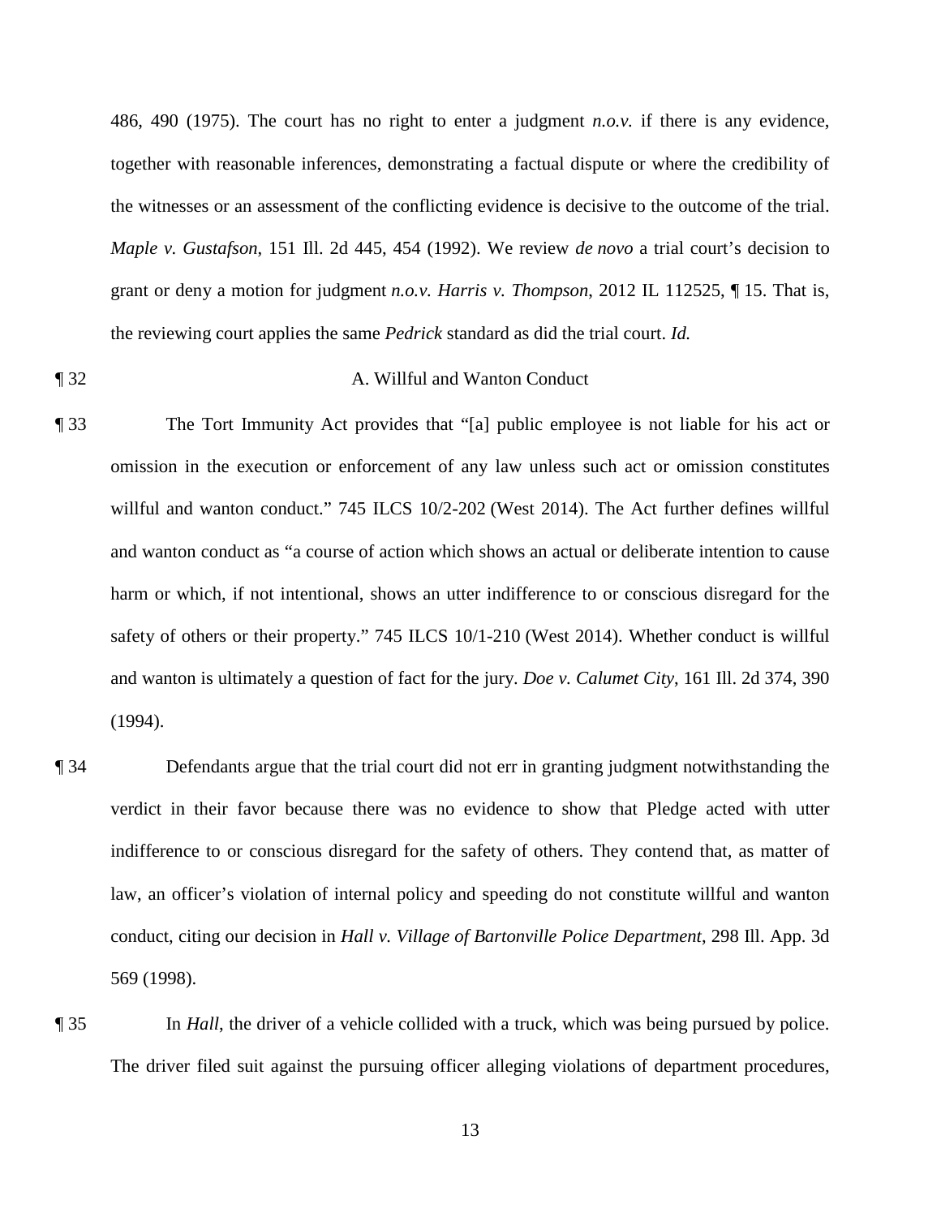486, 490 (1975). The court has no right to enter a judgment *n.o.v.* if there is any evidence, together with reasonable inferences, demonstrating a factual dispute or where the credibility of the witnesses or an assessment of the conflicting evidence is decisive to the outcome of the trial. *Maple v. Gustafson*, 151 Ill. 2d 445, 454 (1992). We review *de novo* a trial court's decision to grant or deny a motion for judgment *n.o.v. Harris v. Thompson*, 2012 IL 112525, ¶ 15. That is, the reviewing court applies the same *Pedrick* standard as did the trial court. *Id.*

¶ 32 A. Willful and Wanton Conduct

¶ 33 The Tort Immunity Act provides that "[a] public employee is not liable for his act or omission in the execution or enforcement of any law unless such act or omission constitutes willful and wanton conduct." 745 ILCS 10/2-202 (West 2014). The Act further defines willful and wanton conduct as "a course of action which shows an actual or deliberate intention to cause harm or which, if not intentional, shows an utter indifference to or conscious disregard for the safety of others or their property." 745 ILCS 10/1-210 (West 2014). Whether conduct is willful and wanton is ultimately a question of fact for the jury. *Doe v. Calumet City*, 161 Ill. 2d 374, 390 (1994).

¶ 34 Defendants argue that the trial court did not err in granting judgment notwithstanding the verdict in their favor because there was no evidence to show that Pledge acted with utter indifference to or conscious disregard for the safety of others. They contend that, as matter of law, an officer's violation of internal policy and speeding do not constitute willful and wanton conduct, citing our decision in *Hall v. Village of Bartonville Police Department*, 298 Ill. App. 3d 569 (1998).

¶ 35 In *Hall*, the driver of a vehicle collided with a truck, which was being pursued by police. The driver filed suit against the pursuing officer alleging violations of department procedures,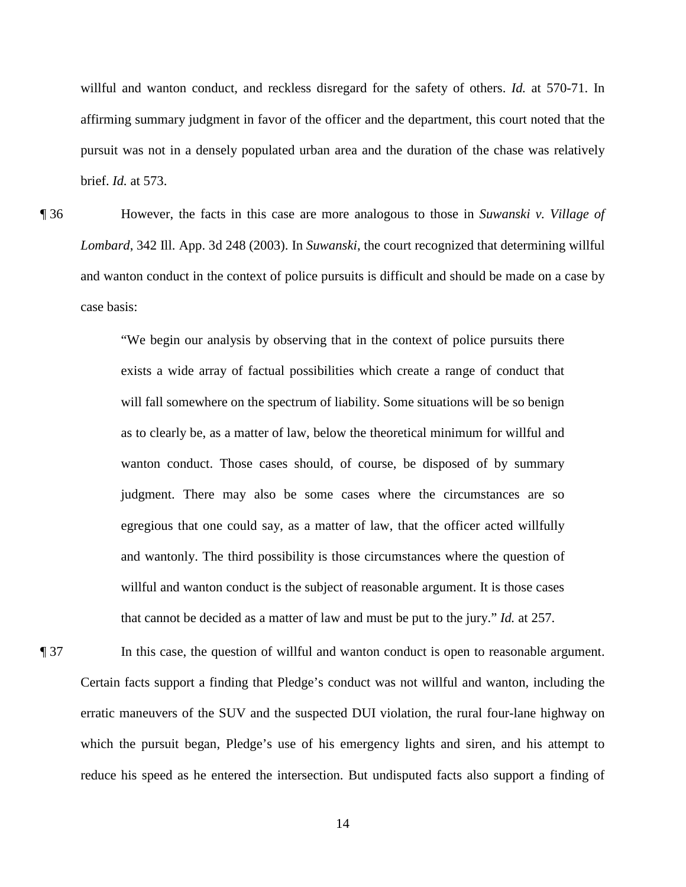willful and wanton conduct, and reckless disregard for the safety of others. *Id.* at 570-71. In affirming summary judgment in favor of the officer and the department, this court noted that the pursuit was not in a densely populated urban area and the duration of the chase was relatively brief. *Id.* at 573.

¶ 36 However, the facts in this case are more analogous to those in *Suwanski v. Village of Lombard*, 342 Ill. App. 3d 248 (2003). In *Suwanski*, the court recognized that determining willful and wanton conduct in the context of police pursuits is difficult and should be made on a case by case basis:

> "We begin our analysis by observing that in the context of police pursuits there exists a wide array of factual possibilities which create a range of conduct that will fall somewhere on the spectrum of liability. Some situations will be so benign as to clearly be, as a matter of law, below the theoretical minimum for willful and wanton conduct. Those cases should, of course, be disposed of by summary judgment. There may also be some cases where the circumstances are so egregious that one could say, as a matter of law, that the officer acted willfully and wantonly. The third possibility is those circumstances where the question of willful and wanton conduct is the subject of reasonable argument. It is those cases that cannot be decided as a matter of law and must be put to the jury." *Id.* at 257.

¶ 37 In this case, the question of willful and wanton conduct is open to reasonable argument. Certain facts support a finding that Pledge's conduct was not willful and wanton, including the erratic maneuvers of the SUV and the suspected DUI violation, the rural four-lane highway on which the pursuit began, Pledge's use of his emergency lights and siren, and his attempt to reduce his speed as he entered the intersection. But undisputed facts also support a finding of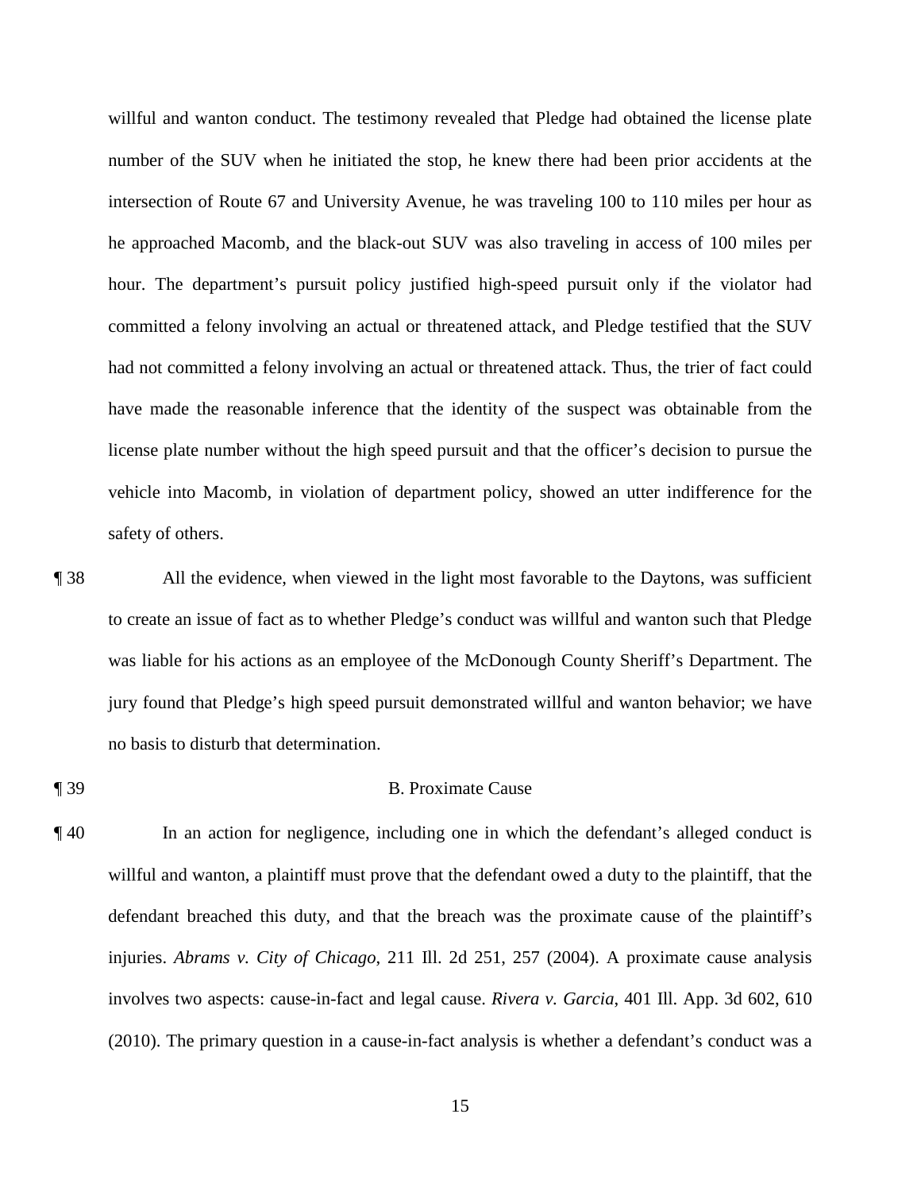willful and wanton conduct. The testimony revealed that Pledge had obtained the license plate number of the SUV when he initiated the stop, he knew there had been prior accidents at the intersection of Route 67 and University Avenue, he was traveling 100 to 110 miles per hour as he approached Macomb, and the black-out SUV was also traveling in access of 100 miles per hour. The department's pursuit policy justified high-speed pursuit only if the violator had committed a felony involving an actual or threatened attack, and Pledge testified that the SUV had not committed a felony involving an actual or threatened attack. Thus, the trier of fact could have made the reasonable inference that the identity of the suspect was obtainable from the license plate number without the high speed pursuit and that the officer's decision to pursue the vehicle into Macomb, in violation of department policy, showed an utter indifference for the safety of others.

¶ 38 All the evidence, when viewed in the light most favorable to the Daytons, was sufficient to create an issue of fact as to whether Pledge's conduct was willful and wanton such that Pledge was liable for his actions as an employee of the McDonough County Sheriff's Department. The jury found that Pledge's high speed pursuit demonstrated willful and wanton behavior; we have no basis to disturb that determination.

¶ 39 B. Proximate Cause

¶ 40 In an action for negligence, including one in which the defendant's alleged conduct is willful and wanton, a plaintiff must prove that the defendant owed a duty to the plaintiff, that the defendant breached this duty, and that the breach was the proximate cause of the plaintiff's injuries. *Abrams v. City of Chicago*, 211 Ill. 2d 251, 257 (2004). A proximate cause analysis involves two aspects: cause-in-fact and legal cause. *Rivera v. Garcia*, 401 Ill. App. 3d 602, 610 (2010). The primary question in a cause-in-fact analysis is whether a defendant's conduct was a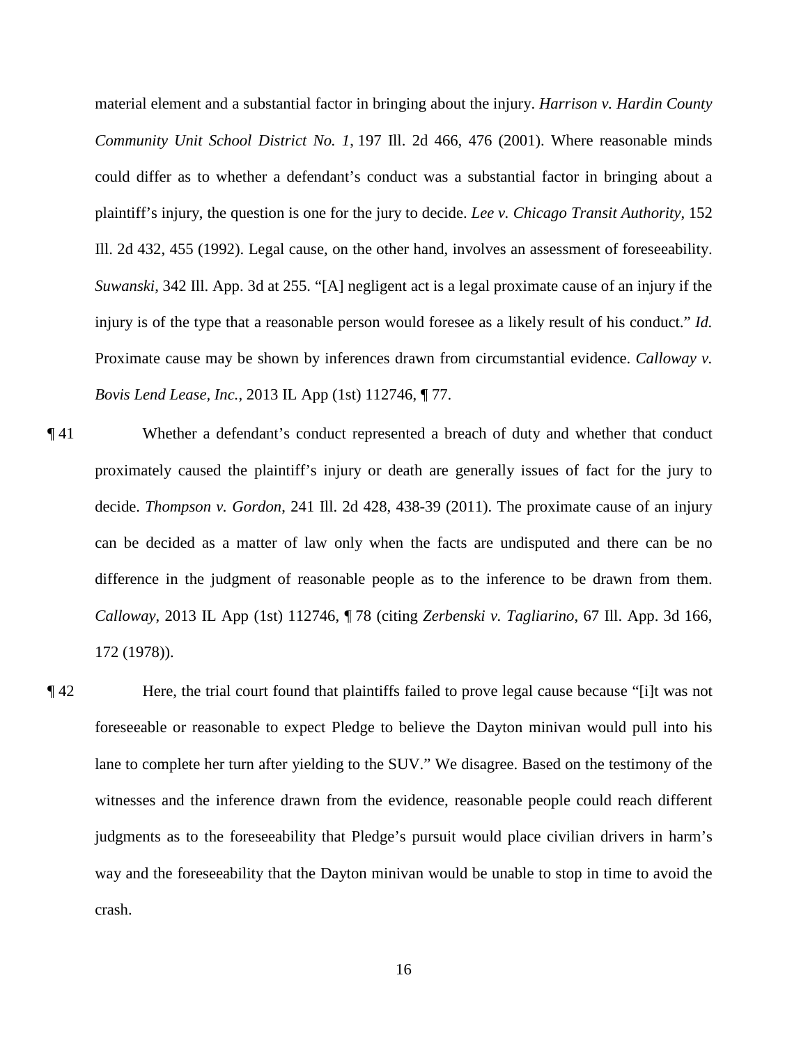material element and a substantial factor in bringing about the injury. *Harrison v. Hardin County Community Unit School District No. 1*, 197 Ill. 2d 466, 476 (2001). Where reasonable minds could differ as to whether a defendant's conduct was a substantial factor in bringing about a plaintiff's injury, the question is one for the jury to decide. *Lee v. Chicago Transit Authority*, 152 Ill. 2d 432, 455 (1992). Legal cause, on the other hand, involves an assessment of foreseeability. *Suwanski*, 342 Ill. App. 3d at 255. "[A] negligent act is a legal proximate cause of an injury if the injury is of the type that a reasonable person would foresee as a likely result of his conduct." *Id.* Proximate cause may be shown by inferences drawn from circumstantial evidence. *Calloway v. Bovis Lend Lease, Inc.*, 2013 IL App (1st) 112746, ¶ 77.

¶ 41 Whether a defendant's conduct represented a breach of duty and whether that conduct proximately caused the plaintiff's injury or death are generally issues of fact for the jury to decide. *Thompson v. Gordon*, 241 Ill. 2d 428, 438-39 (2011). The proximate cause of an injury can be decided as a matter of law only when the facts are undisputed and there can be no difference in the judgment of reasonable people as to the inference to be drawn from them. *Calloway*, 2013 IL App (1st) 112746, ¶ 78 (citing *Zerbenski v. Tagliarino*, 67 Ill. App. 3d 166, 172 (1978)).

¶ 42 Here, the trial court found that plaintiffs failed to prove legal cause because "[i]t was not foreseeable or reasonable to expect Pledge to believe the Dayton minivan would pull into his lane to complete her turn after yielding to the SUV." We disagree. Based on the testimony of the witnesses and the inference drawn from the evidence, reasonable people could reach different judgments as to the foreseeability that Pledge's pursuit would place civilian drivers in harm's way and the foreseeability that the Dayton minivan would be unable to stop in time to avoid the crash.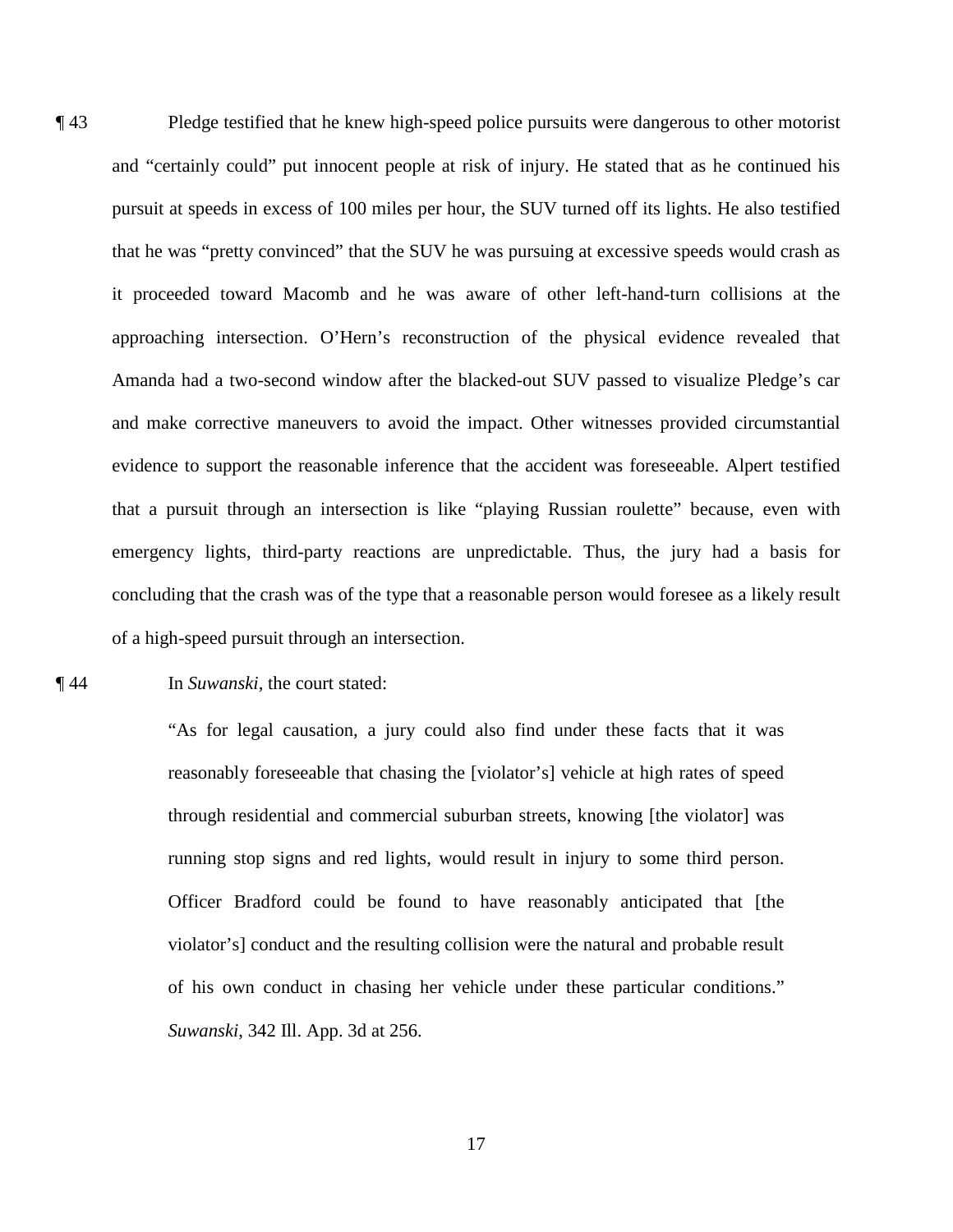¶ 43 Pledge testified that he knew high-speed police pursuits were dangerous to other motorist and "certainly could" put innocent people at risk of injury. He stated that as he continued his pursuit at speeds in excess of 100 miles per hour, the SUV turned off its lights. He also testified that he was "pretty convinced" that the SUV he was pursuing at excessive speeds would crash as it proceeded toward Macomb and he was aware of other left-hand-turn collisions at the approaching intersection. O'Hern's reconstruction of the physical evidence revealed that Amanda had a two-second window after the blacked-out SUV passed to visualize Pledge's car and make corrective maneuvers to avoid the impact. Other witnesses provided circumstantial evidence to support the reasonable inference that the accident was foreseeable. Alpert testified that a pursuit through an intersection is like "playing Russian roulette" because, even with emergency lights, third-party reactions are unpredictable. Thus, the jury had a basis for concluding that the crash was of the type that a reasonable person would foresee as a likely result of a high-speed pursuit through an intersection.

¶ 44 In *Suwanski*, the court stated:

> "As for legal causation, a jury could also find under these facts that it was reasonably foreseeable that chasing the [violator's] vehicle at high rates of speed through residential and commercial suburban streets, knowing [the violator] was running stop signs and red lights, would result in injury to some third person. Officer Bradford could be found to have reasonably anticipated that [the violator's] conduct and the resulting collision were the natural and probable result of his own conduct in chasing her vehicle under these particular conditions." *Suwanski*, 342 Ill. App. 3d at 256.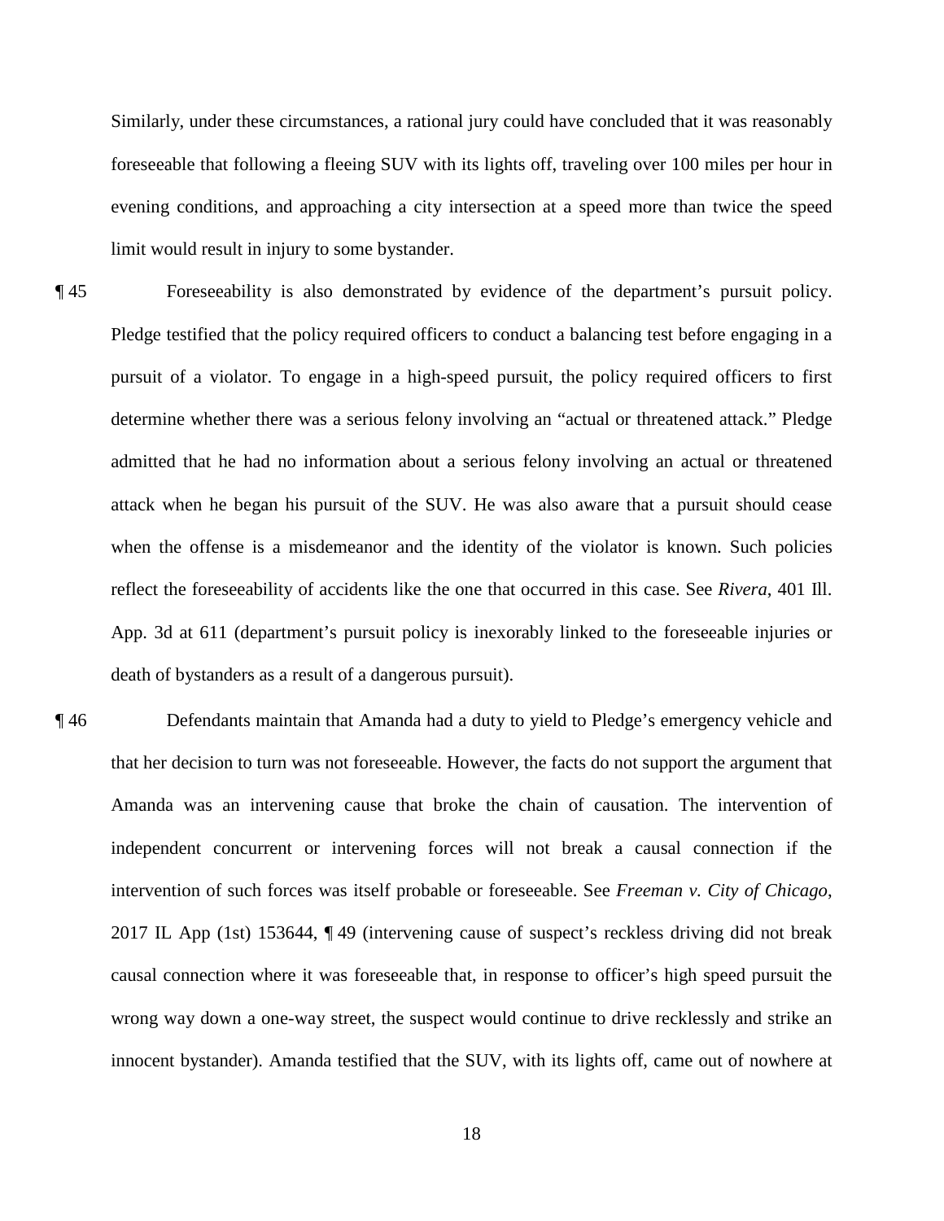Similarly, under these circumstances, a rational jury could have concluded that it was reasonably foreseeable that following a fleeing SUV with its lights off, traveling over 100 miles per hour in evening conditions, and approaching a city intersection at a speed more than twice the speed limit would result in injury to some bystander.

¶ 45 Foreseeability is also demonstrated by evidence of the department's pursuit policy. Pledge testified that the policy required officers to conduct a balancing test before engaging in a pursuit of a violator. To engage in a high-speed pursuit, the policy required officers to first determine whether there was a serious felony involving an "actual or threatened attack." Pledge admitted that he had no information about a serious felony involving an actual or threatened attack when he began his pursuit of the SUV. He was also aware that a pursuit should cease when the offense is a misdemeanor and the identity of the violator is known. Such policies reflect the foreseeability of accidents like the one that occurred in this case. See *Rivera*, 401 Ill. App. 3d at 611 (department's pursuit policy is inexorably linked to the foreseeable injuries or death of bystanders as a result of a dangerous pursuit).

¶ 46 Defendants maintain that Amanda had a duty to yield to Pledge's emergency vehicle and that her decision to turn was not foreseeable. However, the facts do not support the argument that Amanda was an intervening cause that broke the chain of causation. The intervention of independent concurrent or intervening forces will not break a causal connection if the intervention of such forces was itself probable or foreseeable. See *Freeman v. City of Chicago*, 2017 IL App (1st) 153644, ¶ 49 (intervening cause of suspect's reckless driving did not break causal connection where it was foreseeable that, in response to officer's high speed pursuit the wrong way down a one-way street, the suspect would continue to drive recklessly and strike an innocent bystander). Amanda testified that the SUV, with its lights off, came out of nowhere at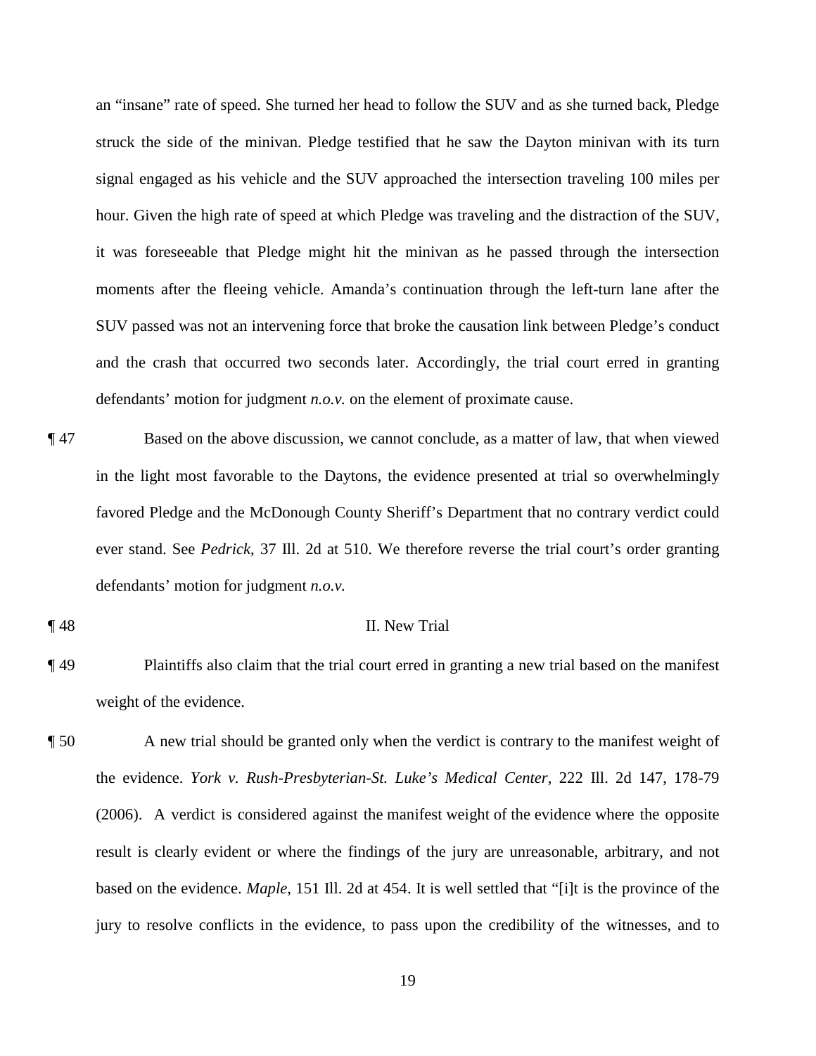an "insane" rate of speed. She turned her head to follow the SUV and as she turned back, Pledge struck the side of the minivan. Pledge testified that he saw the Dayton minivan with its turn signal engaged as his vehicle and the SUV approached the intersection traveling 100 miles per hour. Given the high rate of speed at which Pledge was traveling and the distraction of the SUV, it was foreseeable that Pledge might hit the minivan as he passed through the intersection moments after the fleeing vehicle. Amanda's continuation through the left-turn lane after the SUV passed was not an intervening force that broke the causation link between Pledge's conduct and the crash that occurred two seconds later. Accordingly, the trial court erred in granting defendants' motion for judgment *n.o.v.* on the element of proximate cause.

¶ 47 Based on the above discussion, we cannot conclude, as a matter of law, that when viewed in the light most favorable to the Daytons, the evidence presented at trial so overwhelmingly favored Pledge and the McDonough County Sheriff's Department that no contrary verdict could ever stand. See *Pedrick*, 37 Ill. 2d at 510. We therefore reverse the trial court's order granting defendants' motion for judgment *n.o.v.*

¶ 48 II. New Trial

¶ 49 Plaintiffs also claim that the trial court erred in granting a new trial based on the manifest weight of the evidence.

¶ 50 A new trial should be granted only when the verdict is contrary to the manifest weight of the evidence. *York v. Rush-Presbyterian-St. Luke's Medical Center*, 222 Ill. 2d 147, 178-79 (2006). A verdict is considered against the manifest weight of the evidence where the opposite result is clearly evident or where the findings of the jury are unreasonable, arbitrary, and not based on the evidence. *Maple*, 151 Ill. 2d at 454. It is well settled that "[i]t is the province of the jury to resolve conflicts in the evidence, to pass upon the credibility of the witnesses, and to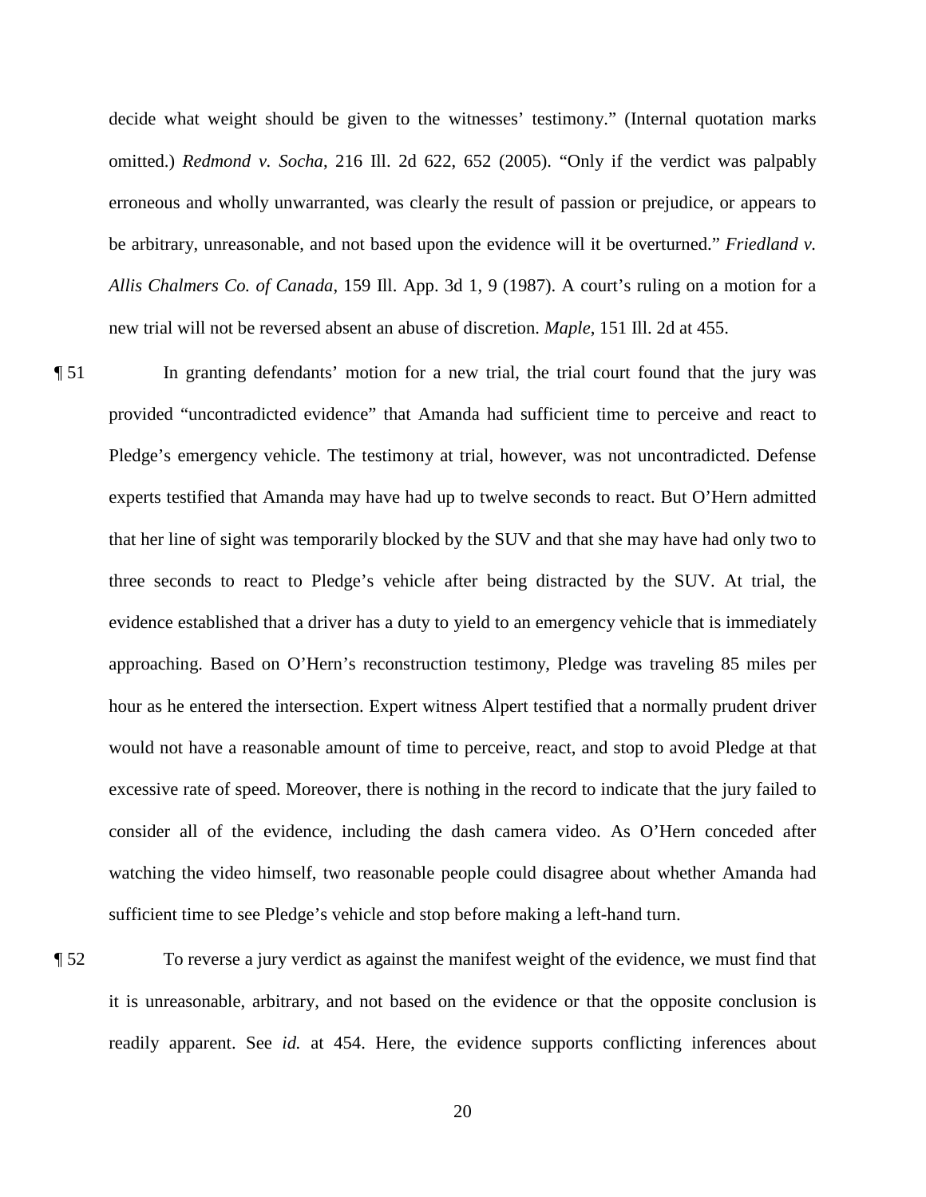decide what weight should be given to the witnesses' testimony." (Internal quotation marks omitted.) *Redmond v. Socha*, 216 Ill. 2d 622, 652 (2005). "Only if the verdict was palpably erroneous and wholly unwarranted, was clearly the result of passion or prejudice, or appears to be arbitrary, unreasonable, and not based upon the evidence will it be overturned." *Friedland v. Allis Chalmers Co. of Canada*, 159 Ill. App. 3d 1, 9 (1987). A court's ruling on a motion for a new trial will not be reversed absent an abuse of discretion. *Maple*, 151 Ill. 2d at 455.

¶ 51 In granting defendants' motion for a new trial, the trial court found that the jury was provided "uncontradicted evidence" that Amanda had sufficient time to perceive and react to Pledge's emergency vehicle. The testimony at trial, however, was not uncontradicted. Defense experts testified that Amanda may have had up to twelve seconds to react. But O'Hern admitted that her line of sight was temporarily blocked by the SUV and that she may have had only two to three seconds to react to Pledge's vehicle after being distracted by the SUV. At trial, the evidence established that a driver has a duty to yield to an emergency vehicle that is immediately approaching. Based on O'Hern's reconstruction testimony, Pledge was traveling 85 miles per hour as he entered the intersection. Expert witness Alpert testified that a normally prudent driver would not have a reasonable amount of time to perceive, react, and stop to avoid Pledge at that excessive rate of speed. Moreover, there is nothing in the record to indicate that the jury failed to consider all of the evidence, including the dash camera video. As O'Hern conceded after watching the video himself, two reasonable people could disagree about whether Amanda had sufficient time to see Pledge's vehicle and stop before making a left-hand turn.

¶ 52 To reverse a jury verdict as against the manifest weight of the evidence, we must find that it is unreasonable, arbitrary, and not based on the evidence or that the opposite conclusion is readily apparent. See *id.* at 454. Here, the evidence supports conflicting inferences about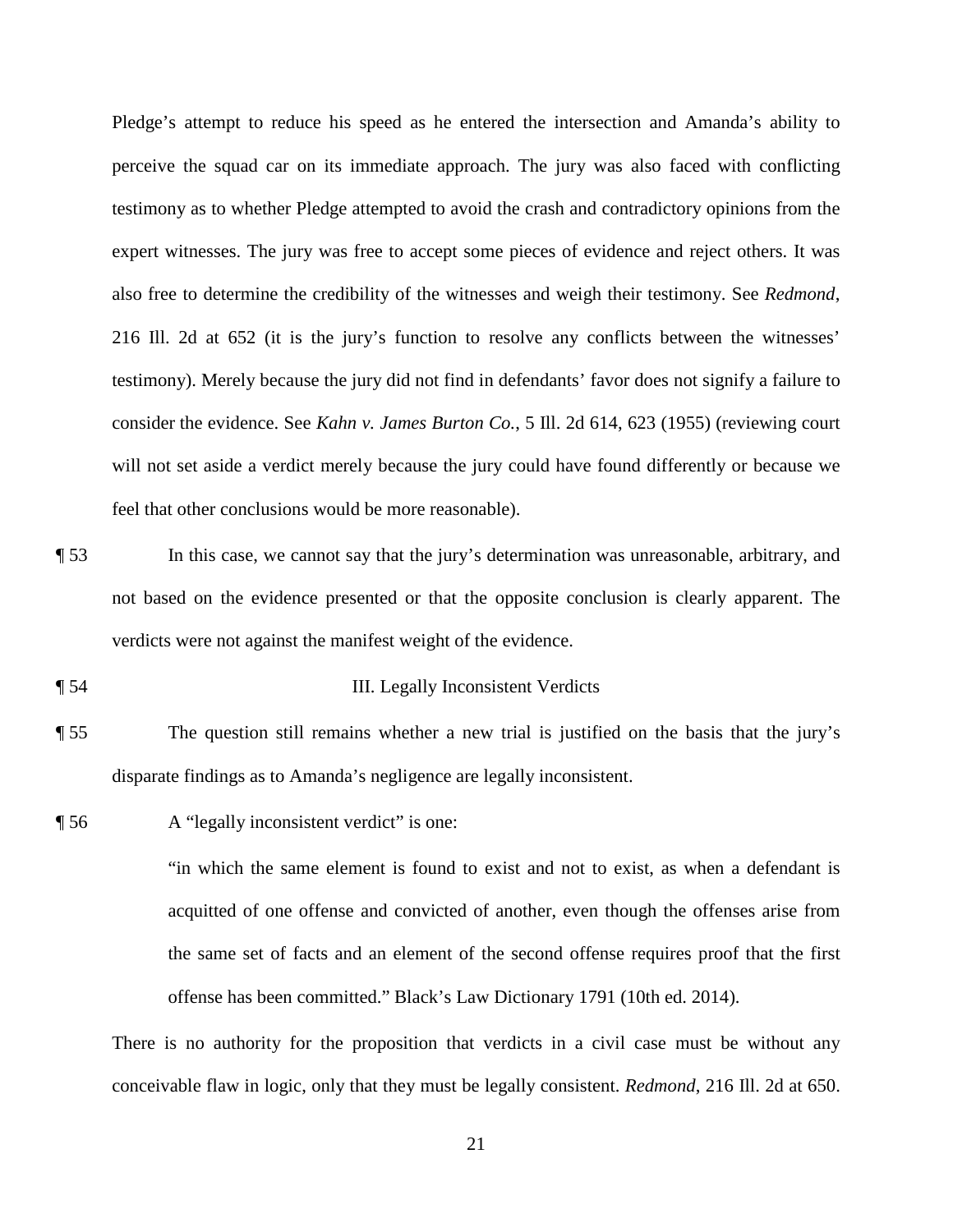Pledge's attempt to reduce his speed as he entered the intersection and Amanda's ability to perceive the squad car on its immediate approach. The jury was also faced with conflicting testimony as to whether Pledge attempted to avoid the crash and contradictory opinions from the expert witnesses. The jury was free to accept some pieces of evidence and reject others. It was also free to determine the credibility of the witnesses and weigh their testimony. See *Redmond*, 216 Ill. 2d at 652 (it is the jury's function to resolve any conflicts between the witnesses' testimony). Merely because the jury did not find in defendants' favor does not signify a failure to consider the evidence. See *Kahn v. James Burton Co.*, 5 Ill. 2d 614, 623 (1955) (reviewing court will not set aside a verdict merely because the jury could have found differently or because we feel that other conclusions would be more reasonable).

¶ 53 In this case, we cannot say that the jury's determination was unreasonable, arbitrary, and not based on the evidence presented or that the opposite conclusion is clearly apparent. The verdicts were not against the manifest weight of the evidence.

¶ 54 III. Legally Inconsistent Verdicts

¶ 55 The question still remains whether a new trial is justified on the basis that the jury's disparate findings as to Amanda's negligence are legally inconsistent.

¶ 56 A "legally inconsistent verdict" is one:

> "in which the same element is found to exist and not to exist, as when a defendant is acquitted of one offense and convicted of another, even though the offenses arise from the same set of facts and an element of the second offense requires proof that the first offense has been committed." Black's Law Dictionary 1791 (10th ed. 2014).

There is no authority for the proposition that verdicts in a civil case must be without any conceivable flaw in logic, only that they must be legally consistent. *Redmond*, 216 Ill. 2d at 650.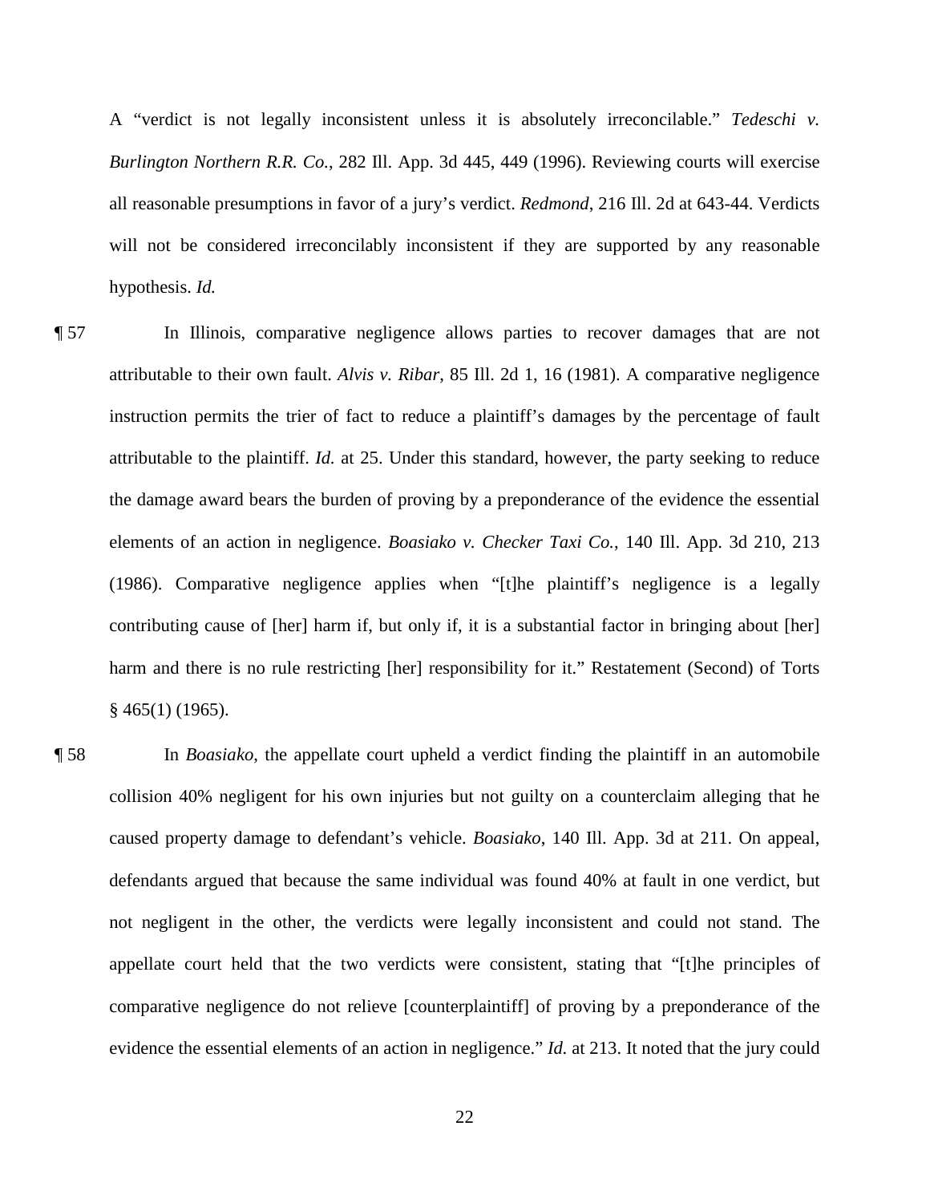A "verdict is not legally inconsistent unless it is absolutely irreconcilable." *Tedeschi v. Burlington Northern R.R. Co.*, 282 Ill. App. 3d 445, 449 (1996). Reviewing courts will exercise all reasonable presumptions in favor of a jury's verdict. *Redmond*, 216 Ill. 2d at 643-44. Verdicts will not be considered irreconcilably inconsistent if they are supported by any reasonable hypothesis. *Id.*

¶ 57 In Illinois, comparative negligence allows parties to recover damages that are not attributable to their own fault. *Alvis v. Ribar*, 85 Ill. 2d 1, 16 (1981). A comparative negligence instruction permits the trier of fact to reduce a plaintiff's damages by the percentage of fault attributable to the plaintiff. *Id.* at 25. Under this standard, however, the party seeking to reduce the damage award bears the burden of proving by a preponderance of the evidence the essential elements of an action in negligence. *Boasiako v. Checker Taxi Co.*, 140 Ill. App. 3d 210, 213 (1986). Comparative negligence applies when "[t]he plaintiff's negligence is a legally contributing cause of [her] harm if, but only if, it is a substantial factor in bringing about [her] harm and there is no rule restricting [her] responsibility for it." Restatement (Second) of Torts § 465(1) (1965).

¶ 58 In *Boasiako*, the appellate court upheld a verdict finding the plaintiff in an automobile collision 40% negligent for his own injuries but not guilty on a counterclaim alleging that he caused property damage to defendant's vehicle. *Boasiako*, 140 Ill. App. 3d at 211. On appeal, defendants argued that because the same individual was found 40% at fault in one verdict, but not negligent in the other, the verdicts were legally inconsistent and could not stand. The appellate court held that the two verdicts were consistent, stating that "[t]he principles of comparative negligence do not relieve [counterplaintiff] of proving by a preponderance of the evidence the essential elements of an action in negligence." *Id.* at 213. It noted that the jury could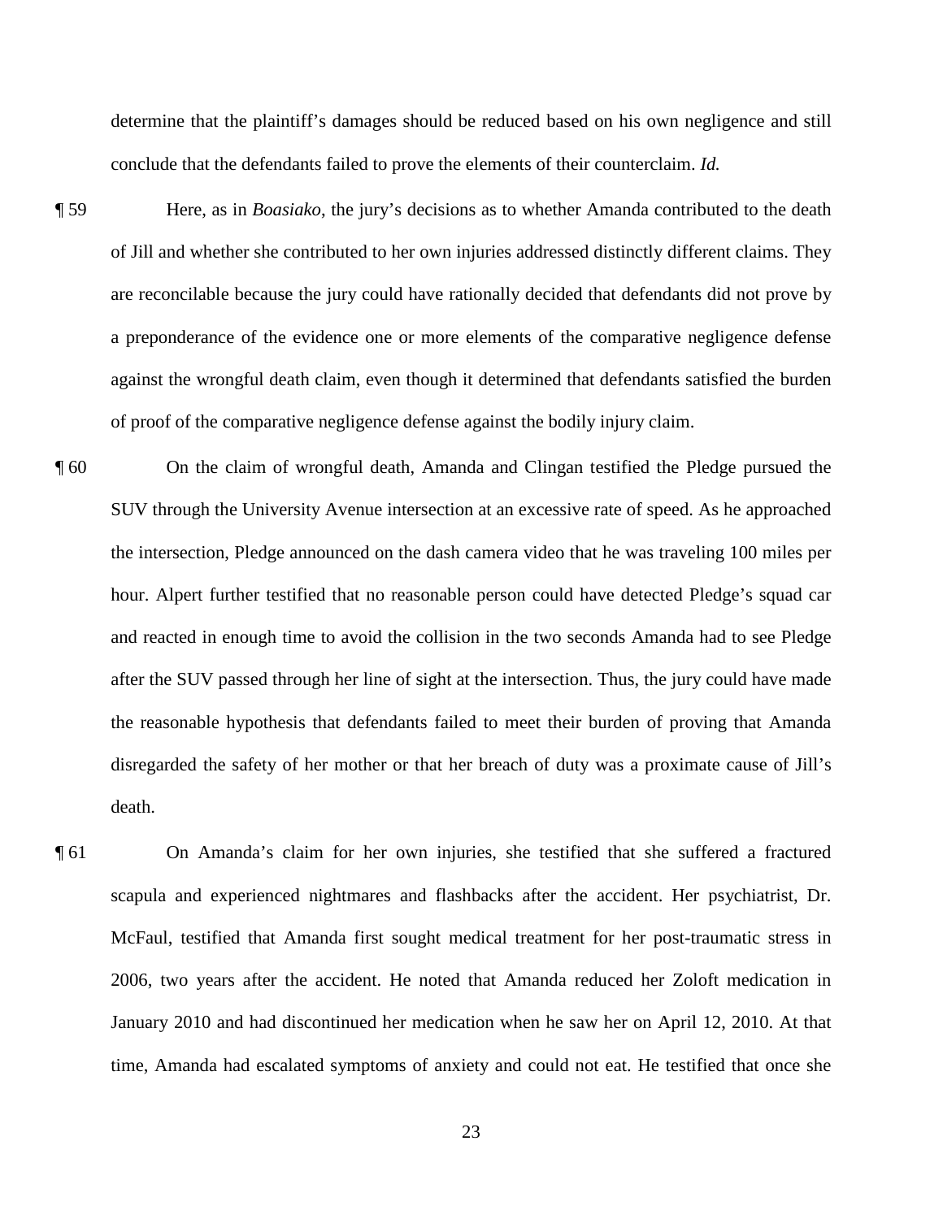determine that the plaintiff's damages should be reduced based on his own negligence and still conclude that the defendants failed to prove the elements of their counterclaim. *Id.*

¶ 59 Here, as in *Boasiako*, the jury's decisions as to whether Amanda contributed to the death of Jill and whether she contributed to her own injuries addressed distinctly different claims. They are reconcilable because the jury could have rationally decided that defendants did not prove by a preponderance of the evidence one or more elements of the comparative negligence defense against the wrongful death claim, even though it determined that defendants satisfied the burden of proof of the comparative negligence defense against the bodily injury claim.

¶ 60 On the claim of wrongful death, Amanda and Clingan testified the Pledge pursued the SUV through the University Avenue intersection at an excessive rate of speed. As he approached the intersection, Pledge announced on the dash camera video that he was traveling 100 miles per hour. Alpert further testified that no reasonable person could have detected Pledge's squad car and reacted in enough time to avoid the collision in the two seconds Amanda had to see Pledge after the SUV passed through her line of sight at the intersection. Thus, the jury could have made the reasonable hypothesis that defendants failed to meet their burden of proving that Amanda disregarded the safety of her mother or that her breach of duty was a proximate cause of Jill's death.

¶ 61 On Amanda's claim for her own injuries, she testified that she suffered a fractured scapula and experienced nightmares and flashbacks after the accident. Her psychiatrist, Dr. McFaul, testified that Amanda first sought medical treatment for her post-traumatic stress in 2006, two years after the accident. He noted that Amanda reduced her Zoloft medication in January 2010 and had discontinued her medication when he saw her on April 12, 2010. At that time, Amanda had escalated symptoms of anxiety and could not eat. He testified that once she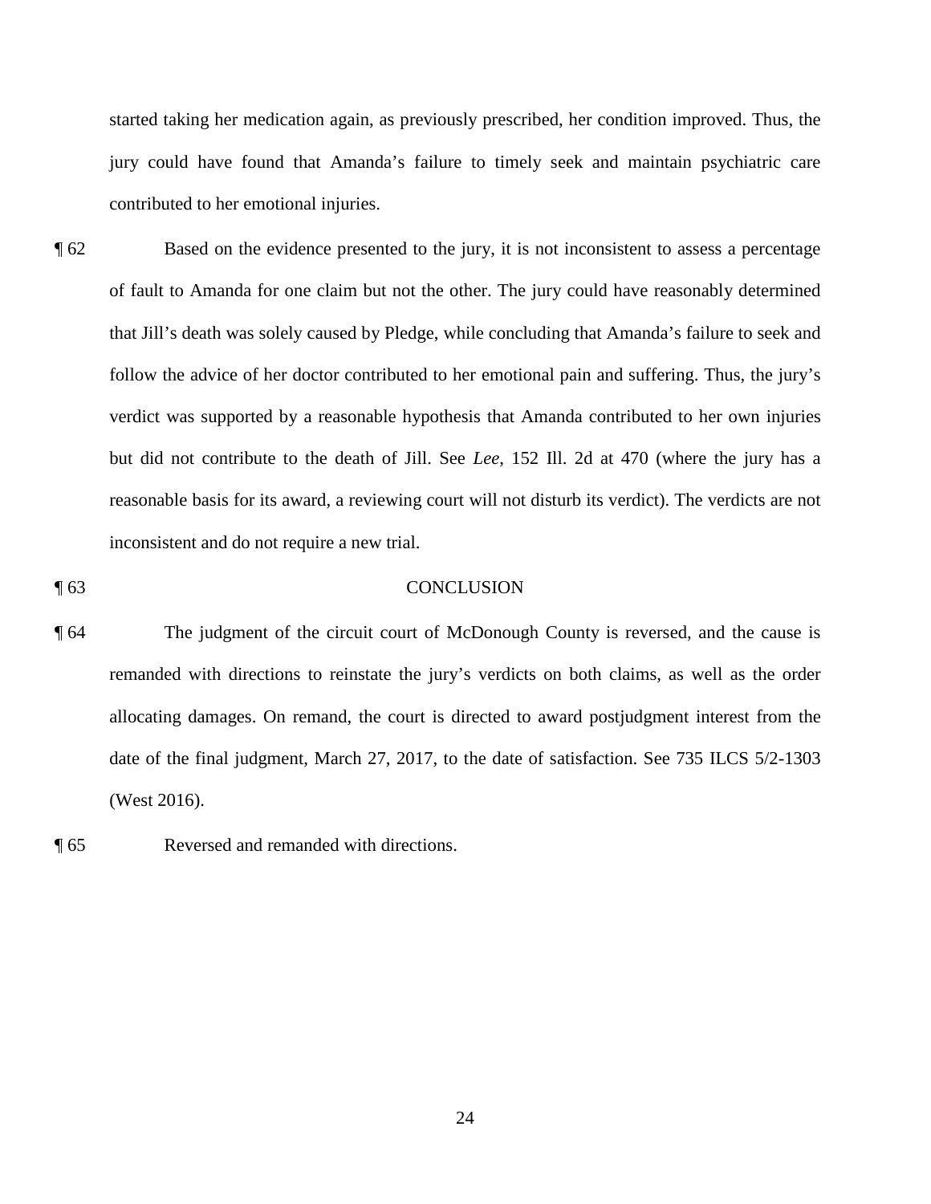started taking her medication again, as previously prescribed, her condition improved. Thus, the jury could have found that Amanda's failure to timely seek and maintain psychiatric care contributed to her emotional injuries.

¶ 62 Based on the evidence presented to the jury, it is not inconsistent to assess a percentage of fault to Amanda for one claim but not the other. The jury could have reasonably determined that Jill's death was solely caused by Pledge, while concluding that Amanda's failure to seek and follow the advice of her doctor contributed to her emotional pain and suffering. Thus, the jury's verdict was supported by a reasonable hypothesis that Amanda contributed to her own injuries but did not contribute to the death of Jill. See *Lee*, 152 Ill. 2d at 470 (where the jury has a reasonable basis for its award, a reviewing court will not disturb its verdict). The verdicts are not inconsistent and do not require a new trial.

¶ 63 CONCLUSION

¶ 64 The judgment of the circuit court of McDonough County is reversed, and the cause is remanded with directions to reinstate the jury's verdicts on both claims, as well as the order allocating damages. On remand, the court is directed to award postjudgment interest from the date of the final judgment, March 27, 2017, to the date of satisfaction. See 735 ILCS 5/2-1303 (West 2016).

¶ 65 Reversed and remanded with directions.